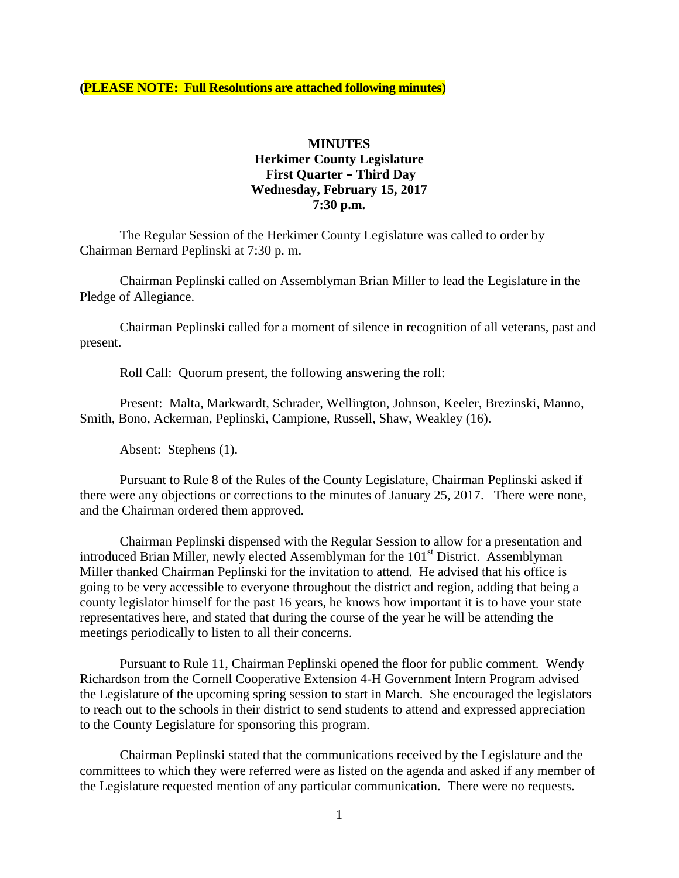**(PLEASE NOTE: Full Resolutions are attached following minutes)**

# MINUTES
## Herkimer County Legislature
### First Quarter – Third Day
### Wednesday, February 15, 2017
### 7:30 p.m.

The Regular Session of the Herkimer County Legislature was called to order by Chairman Bernard Peplinski at 7:30 p. m.

Chairman Peplinski called on Assemblyman Brian Miller to lead the Legislature in the Pledge of Allegiance.

Chairman Peplinski called for a moment of silence in recognition of all veterans, past and present.

Roll Call: Quorum present, the following answering the roll:

Present: Malta, Markwardt, Schrader, Wellington, Johnson, Keeler, Brezinski, Manno, Smith, Bono, Ackerman, Peplinski, Campione, Russell, Shaw, Weakley (16).

Absent: Stephens (1).

Pursuant to Rule 8 of the Rules of the County Legislature, Chairman Peplinski asked if there were any objections or corrections to the minutes of January 25, 2017. There were none, and the Chairman ordered them approved.

Chairman Peplinski dispensed with the Regular Session to allow for a presentation and introduced Brian Miller, newly elected Assemblyman for the 101st District. Assemblyman Miller thanked Chairman Peplinski for the invitation to attend. He advised that his office is going to be very accessible to everyone throughout the district and region, adding that being a county legislator himself for the past 16 years, he knows how important it is to have your state representatives here, and stated that during the course of the year he will be attending the meetings periodically to listen to all their concerns.

Pursuant to Rule 11, Chairman Peplinski opened the floor for public comment. Wendy Richardson from the Cornell Cooperative Extension 4-H Government Intern Program advised the Legislature of the upcoming spring session to start in March. She encouraged the legislators to reach out to the schools in their district to send students to attend and expressed appreciation to the County Legislature for sponsoring this program.

Chairman Peplinski stated that the communications received by the Legislature and the committees to which they were referred were as listed on the agenda and asked if any member of the Legislature requested mention of any particular communication. There were no requests.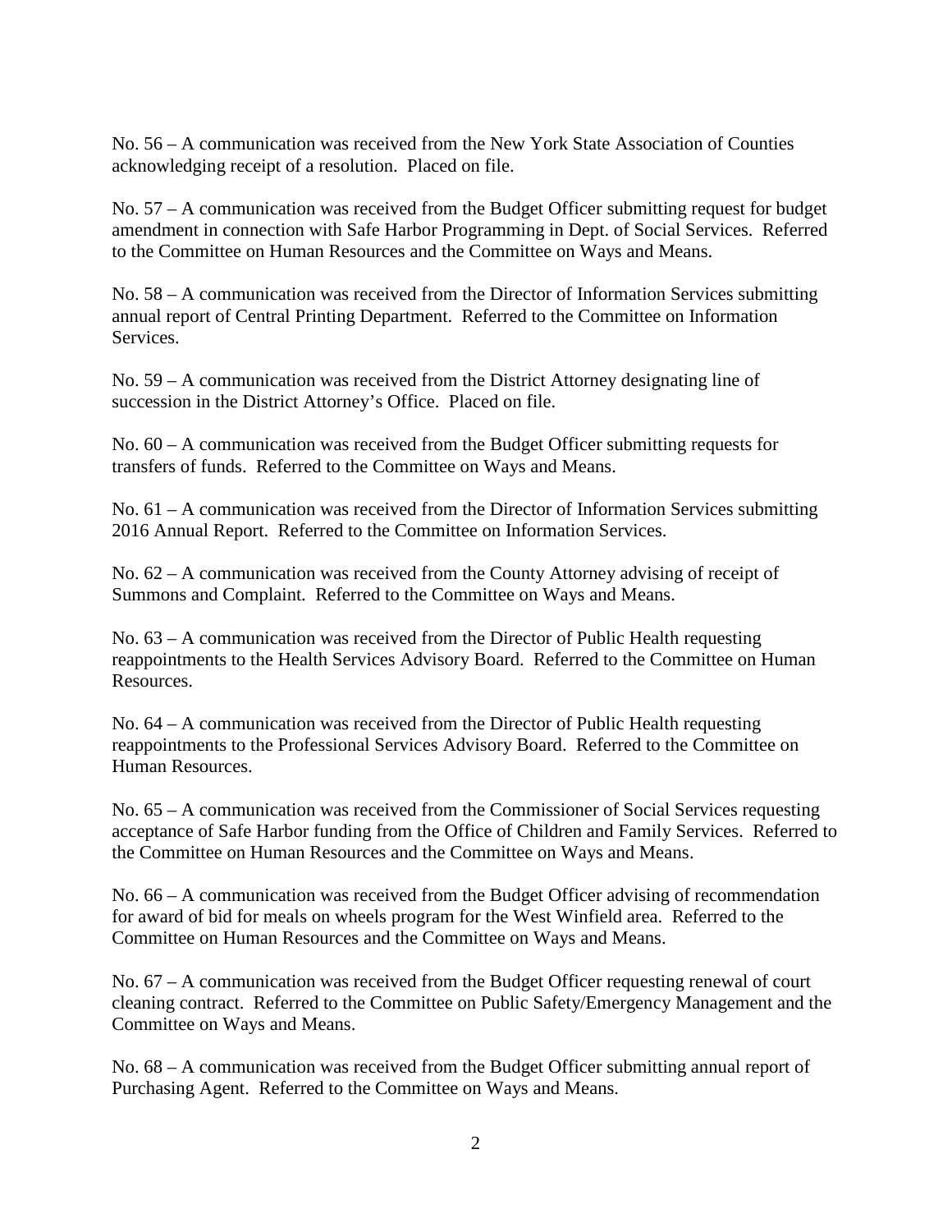No. 56 – A communication was received from the New York State Association of Counties acknowledging receipt of a resolution. Placed on file.

No. 57 – A communication was received from the Budget Officer submitting request for budget amendment in connection with Safe Harbor Programming in Dept. of Social Services. Referred to the Committee on Human Resources and the Committee on Ways and Means.

No. 58 – A communication was received from the Director of Information Services submitting annual report of Central Printing Department. Referred to the Committee on Information Services.

No. 59 – A communication was received from the District Attorney designating line of succession in the District Attorney's Office. Placed on file.

No. 60 – A communication was received from the Budget Officer submitting requests for transfers of funds. Referred to the Committee on Ways and Means.

No. 61 – A communication was received from the Director of Information Services submitting 2016 Annual Report. Referred to the Committee on Information Services.

No. 62 – A communication was received from the County Attorney advising of receipt of Summons and Complaint. Referred to the Committee on Ways and Means.

No. 63 – A communication was received from the Director of Public Health requesting reappointments to the Health Services Advisory Board. Referred to the Committee on Human Resources.

No. 64 – A communication was received from the Director of Public Health requesting reappointments to the Professional Services Advisory Board. Referred to the Committee on Human Resources.

No. 65 – A communication was received from the Commissioner of Social Services requesting acceptance of Safe Harbor funding from the Office of Children and Family Services. Referred to the Committee on Human Resources and the Committee on Ways and Means.

No. 66 – A communication was received from the Budget Officer advising of recommendation for award of bid for meals on wheels program for the West Winfield area. Referred to the Committee on Human Resources and the Committee on Ways and Means.

No. 67 – A communication was received from the Budget Officer requesting renewal of court cleaning contract. Referred to the Committee on Public Safety/Emergency Management and the Committee on Ways and Means.

No. 68 – A communication was received from the Budget Officer submitting annual report of Purchasing Agent. Referred to the Committee on Ways and Means.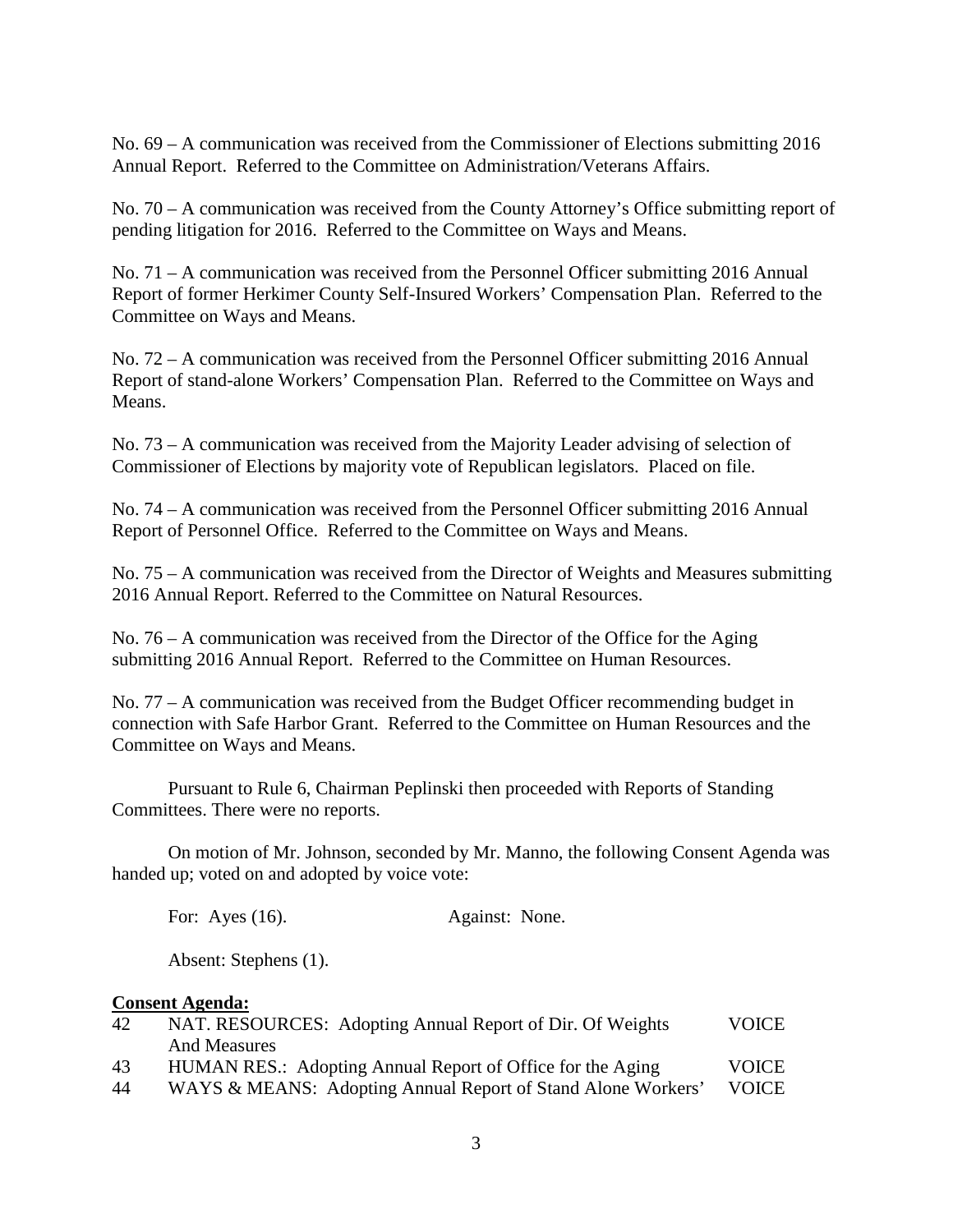No. 69 – A communication was received from the Commissioner of Elections submitting 2016 Annual Report. Referred to the Committee on Administration/Veterans Affairs.

No. 70 – A communication was received from the County Attorney's Office submitting report of pending litigation for 2016. Referred to the Committee on Ways and Means.

No. 71 – A communication was received from the Personnel Officer submitting 2016 Annual Report of former Herkimer County Self-Insured Workers' Compensation Plan. Referred to the Committee on Ways and Means.

No. 72 – A communication was received from the Personnel Officer submitting 2016 Annual Report of stand-alone Workers' Compensation Plan. Referred to the Committee on Ways and Means.

No. 73 – A communication was received from the Majority Leader advising of selection of Commissioner of Elections by majority vote of Republican legislators. Placed on file.

No. 74 – A communication was received from the Personnel Officer submitting 2016 Annual Report of Personnel Office. Referred to the Committee on Ways and Means.

No. 75 – A communication was received from the Director of Weights and Measures submitting 2016 Annual Report. Referred to the Committee on Natural Resources.

No. 76 – A communication was received from the Director of the Office for the Aging submitting 2016 Annual Report. Referred to the Committee on Human Resources.

No. 77 – A communication was received from the Budget Officer recommending budget in connection with Safe Harbor Grant. Referred to the Committee on Human Resources and the Committee on Ways and Means.

Pursuant to Rule 6, Chairman Peplinski then proceeded with Reports of Standing Committees. There were no reports.

On motion of Mr. Johnson, seconded by Mr. Manno, the following Consent Agenda was handed up; voted on and adopted by voice vote:

For: Ayes (16). Against: None.

Absent: Stephens (1).

**Consent Agenda:**

| | | |
|---|---|---|
| 42 | NAT. RESOURCES: Adopting Annual Report of Dir. Of Weights And Measures | VOICE |
| 43 | HUMAN RES.: Adopting Annual Report of Office for the Aging | VOICE |
| 44 | WAYS & MEANS: Adopting Annual Report of Stand Alone Workers' | VOICE |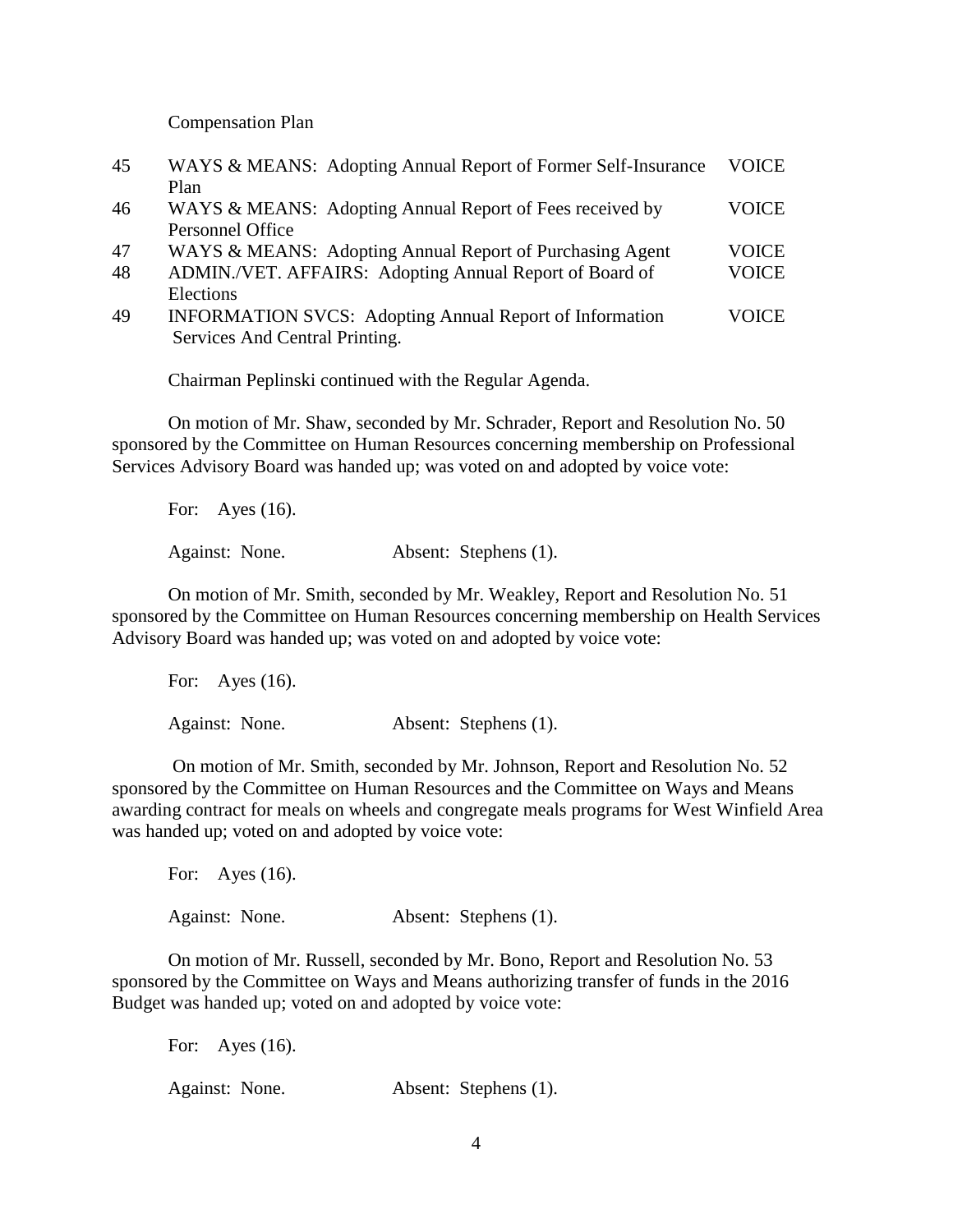Compensation Plan

| | | |
|---|---|---|
| 45 | WAYS & MEANS: Adopting Annual Report of Former Self-Insurance Plan | VOICE |
| 46 | WAYS & MEANS: Adopting Annual Report of Fees received by Personnel Office | VOICE |
| 47 | WAYS & MEANS: Adopting Annual Report of Purchasing Agent | VOICE |
| 48 | ADMIN./VET. AFFAIRS: Adopting Annual Report of Board of Elections | VOICE |
| 49 | INFORMATION SVCS: Adopting Annual Report of Information Services And Central Printing. | VOICE |

Chairman Peplinski continued with the Regular Agenda.

On motion of Mr. Shaw, seconded by Mr. Schrader, Report and Resolution No. 50 sponsored by the Committee on Human Resources concerning membership on Professional Services Advisory Board was handed up; was voted on and adopted by voice vote:

For: Ayes (16).

Against: None. Absent: Stephens (1).

On motion of Mr. Smith, seconded by Mr. Weakley, Report and Resolution No. 51 sponsored by the Committee on Human Resources concerning membership on Health Services Advisory Board was handed up; was voted on and adopted by voice vote:

For: Ayes (16).

Against: None. Absent: Stephens (1).

On motion of Mr. Smith, seconded by Mr. Johnson, Report and Resolution No. 52 sponsored by the Committee on Human Resources and the Committee on Ways and Means awarding contract for meals on wheels and congregate meals programs for West Winfield Area was handed up; voted on and adopted by voice vote:

For: Ayes (16).

Against: None. Absent: Stephens (1).

On motion of Mr. Russell, seconded by Mr. Bono, Report and Resolution No. 53 sponsored by the Committee on Ways and Means authorizing transfer of funds in the 2016 Budget was handed up; voted on and adopted by voice vote:

For: Ayes (16).

Against: None. Absent: Stephens (1).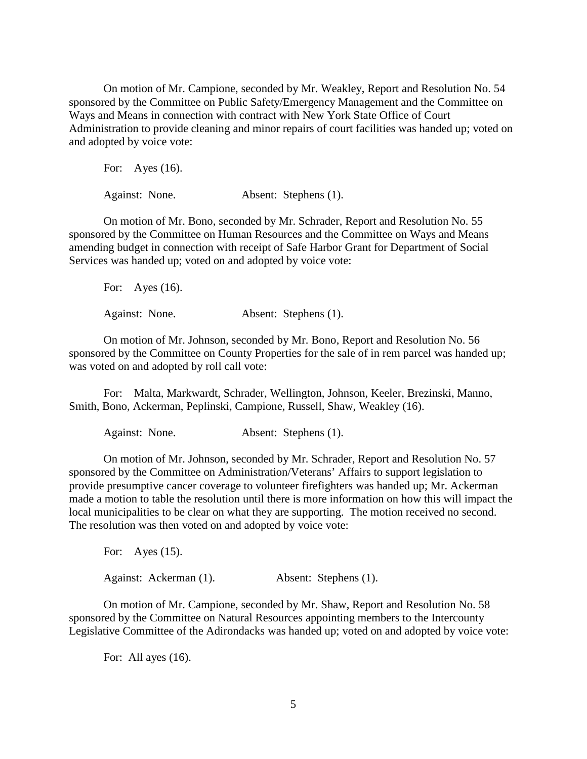On motion of Mr. Campione, seconded by Mr. Weakley, Report and Resolution No. 54 sponsored by the Committee on Public Safety/Emergency Management and the Committee on Ways and Means in connection with contract with New York State Office of Court Administration to provide cleaning and minor repairs of court facilities was handed up; voted on and adopted by voice vote:

For: Ayes (16).

Against: None. Absent: Stephens (1).

On motion of Mr. Bono, seconded by Mr. Schrader, Report and Resolution No. 55 sponsored by the Committee on Human Resources and the Committee on Ways and Means amending budget in connection with receipt of Safe Harbor Grant for Department of Social Services was handed up; voted on and adopted by voice vote:

For: Ayes (16).

Against: None. Absent: Stephens (1).

On motion of Mr. Johnson, seconded by Mr. Bono, Report and Resolution No. 56 sponsored by the Committee on County Properties for the sale of in rem parcel was handed up; was voted on and adopted by roll call vote:

For: Malta, Markwardt, Schrader, Wellington, Johnson, Keeler, Brezinski, Manno, Smith, Bono, Ackerman, Peplinski, Campione, Russell, Shaw, Weakley (16).

Against: None. Absent: Stephens (1).

On motion of Mr. Johnson, seconded by Mr. Schrader, Report and Resolution No. 57 sponsored by the Committee on Administration/Veterans' Affairs to support legislation to provide presumptive cancer coverage to volunteer firefighters was handed up; Mr. Ackerman made a motion to table the resolution until there is more information on how this will impact the local municipalities to be clear on what they are supporting. The motion received no second. The resolution was then voted on and adopted by voice vote:

For: Ayes (15).

Against: Ackerman (1). Absent: Stephens (1).

On motion of Mr. Campione, seconded by Mr. Shaw, Report and Resolution No. 58 sponsored by the Committee on Natural Resources appointing members to the Intercounty Legislative Committee of the Adirondacks was handed up; voted on and adopted by voice vote:

For: All ayes (16).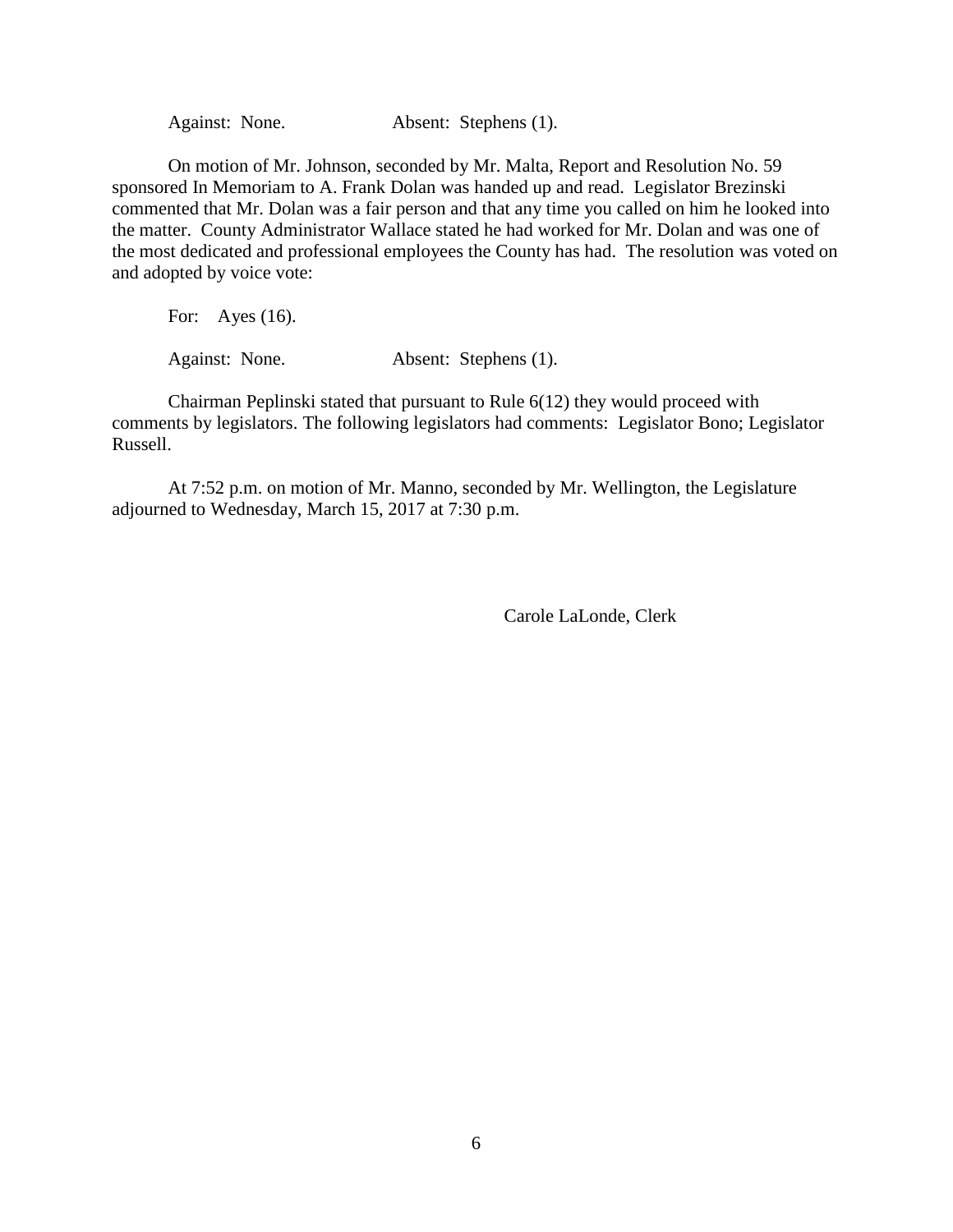Against: None. Absent: Stephens (1).

On motion of Mr. Johnson, seconded by Mr. Malta, Report and Resolution No. 59 sponsored In Memoriam to A. Frank Dolan was handed up and read. Legislator Brezinski commented that Mr. Dolan was a fair person and that any time you called on him he looked into the matter. County Administrator Wallace stated he had worked for Mr. Dolan and was one of the most dedicated and professional employees the County has had. The resolution was voted on and adopted by voice vote:

For: Ayes (16).

Against: None. Absent: Stephens (1).

Chairman Peplinski stated that pursuant to Rule 6(12) they would proceed with comments by legislators. The following legislators had comments: Legislator Bono; Legislator Russell.

At 7:52 p.m. on motion of Mr. Manno, seconded by Mr. Wellington, the Legislature adjourned to Wednesday, March 15, 2017 at 7:30 p.m.

Carole LaLonde, Clerk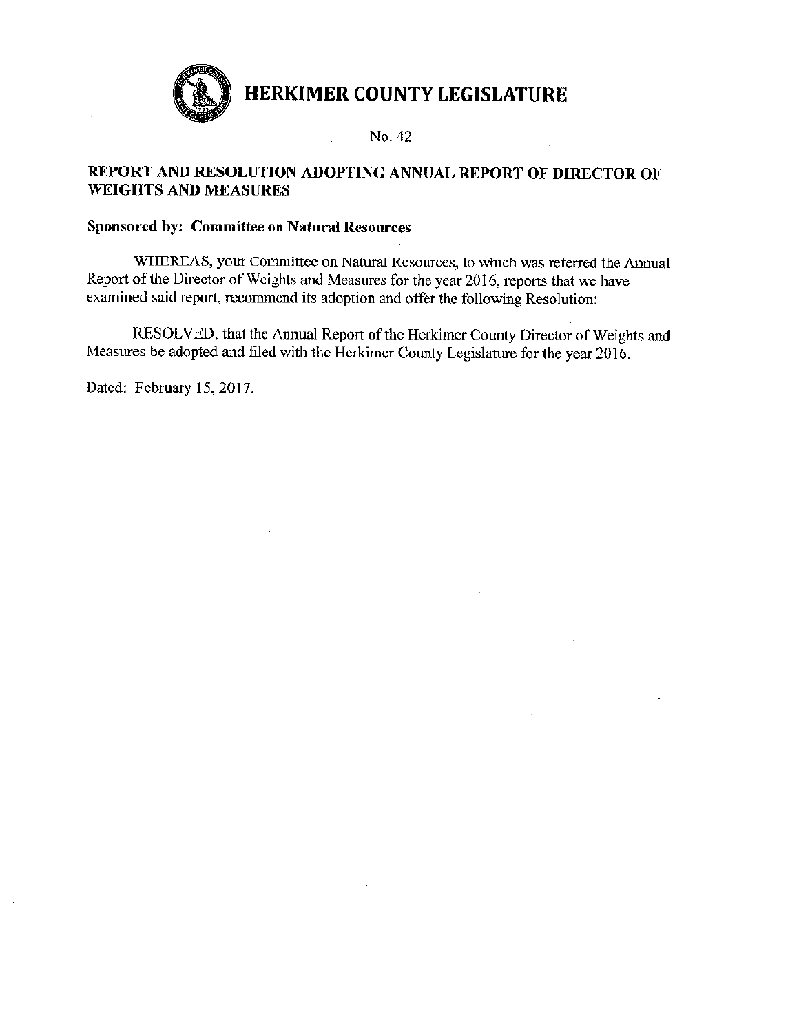# HERKIMER COUNTY LEGISLATURE

No. 42

## REPORT AND RESOLUTION ADOPTING ANNUAL REPORT OF DIRECTOR OF WEIGHTS AND MEASURES

**Sponsored by: Committee on Natural Resources**

WHEREAS, your Committee on Natural Resources, to which was referred the Annual Report of the Director of Weights and Measures for the year 2016, reports that we have examined said report, recommend its adoption and offer the following Resolution:

RESOLVED, that the Annual Report of the Herkimer County Director of Weights and Measures be adopted and filed with the Herkimer County Legislature for the year 2016.

Dated: February 15, 2017.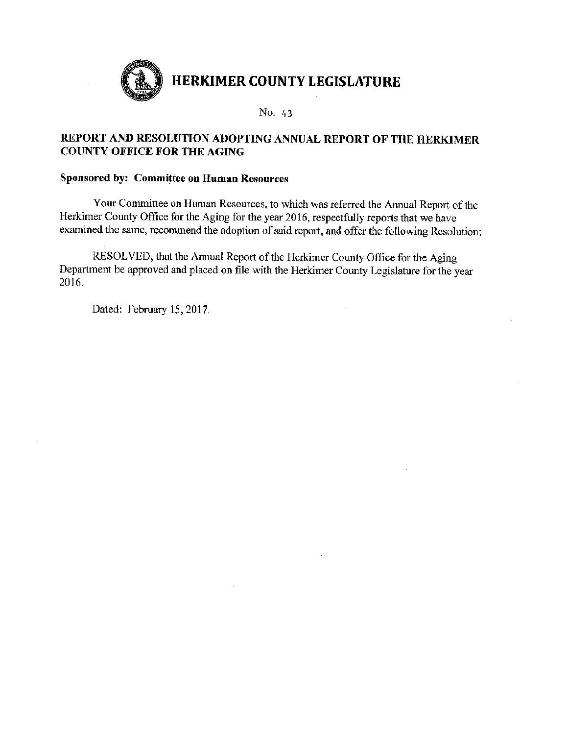# HERKIMER COUNTY LEGISLATURE

No. 43

**REPORT AND RESOLUTION ADOPTING ANNUAL REPORT OF THE HERKIMER COUNTY OFFICE FOR THE AGING**

**Sponsored by: Committee on Human Resources**

Your Committee on Human Resources, to which was referred the Annual Report of the Herkimer County Office for the Aging for the year 2016, respectfully reports that we have examined the same, recommend the adoption of said report, and offer the following Resolution:

RESOLVED, that the Annual Report of the Herkimer County Office for the Aging Department be approved and placed on file with the Herkimer County Legislature for the year 2016.

Dated: February 15, 2017.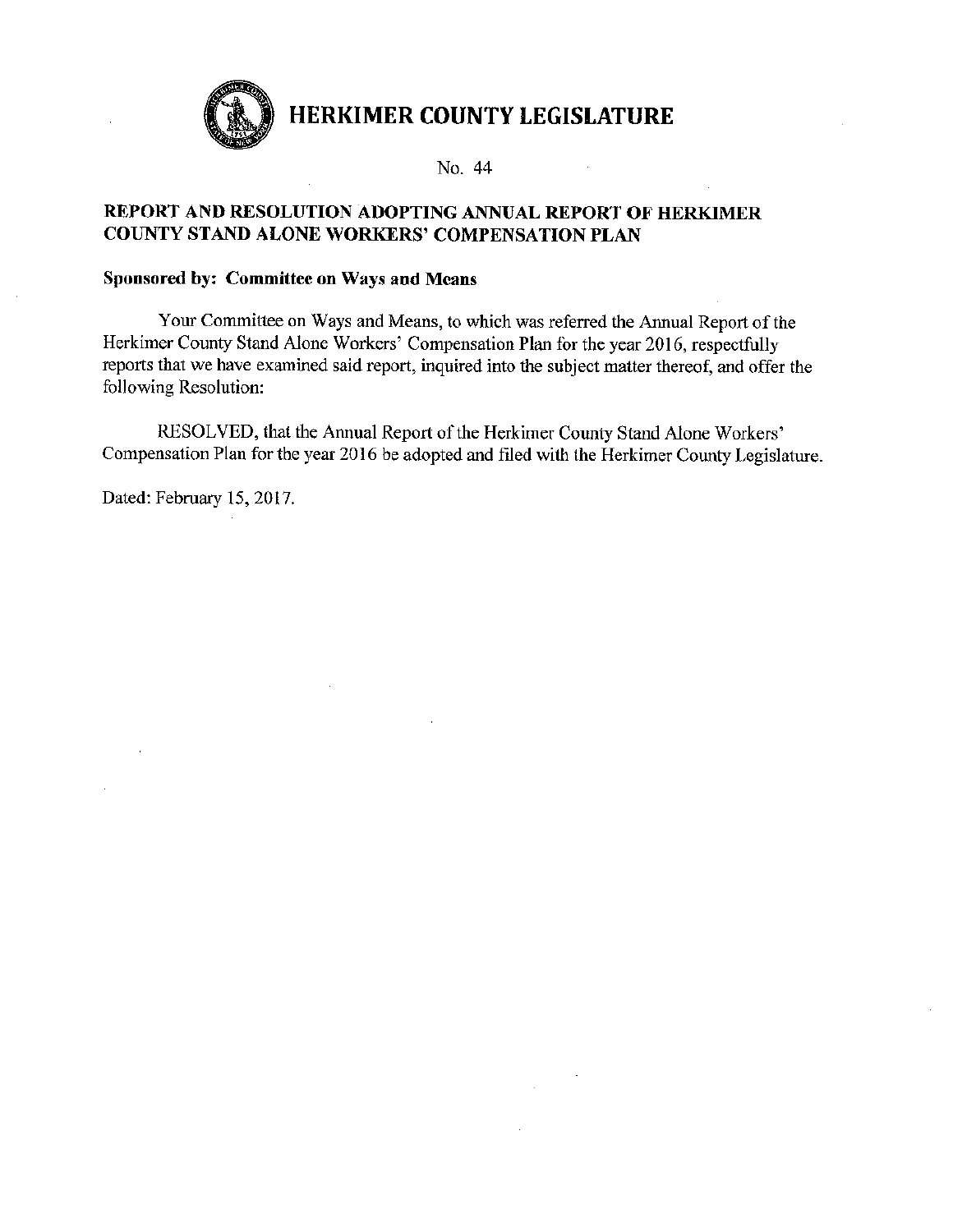# HERKIMER COUNTY LEGISLATURE

No. 44

## REPORT AND RESOLUTION ADOPTING ANNUAL REPORT OF HERKIMER COUNTY STAND ALONE WORKERS' COMPENSATION PLAN

**Sponsored by: Committee on Ways and Means**

Your Committee on Ways and Means, to which was referred the Annual Report of the Herkimer County Stand Alone Workers' Compensation Plan for the year 2016, respectfully reports that we have examined said report, inquired into the subject matter thereof, and offer the following Resolution:

RESOLVED, that the Annual Report of the Herkimer County Stand Alone Workers' Compensation Plan for the year 2016 be adopted and filed with the Herkimer County Legislature.

Dated: February 15, 2017.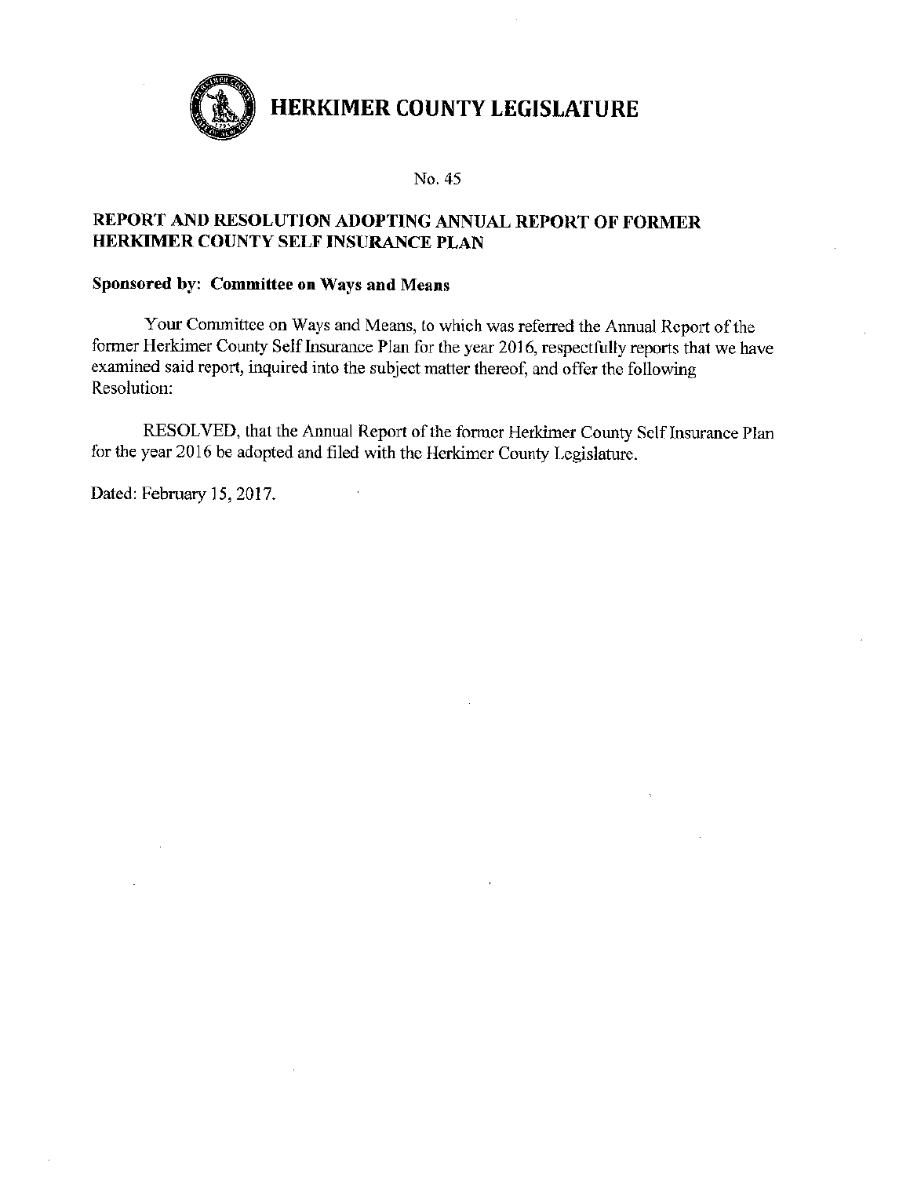# HERKIMER COUNTY LEGISLATURE

No. 45

**REPORT AND RESOLUTION ADOPTING ANNUAL REPORT OF FORMER HERKIMER COUNTY SELF INSURANCE PLAN**

**Sponsored by: Committee on Ways and Means**

Your Committee on Ways and Means, to which was referred the Annual Report of the former Herkimer County Self Insurance Plan for the year 2016, respectfully reports that we have examined said report, inquired into the subject matter thereof, and offer the following Resolution:

RESOLVED, that the Annual Report of the former Herkimer County Self Insurance Plan for the year 2016 be adopted and filed with the Herkimer County Legislature.

Dated: February 15, 2017.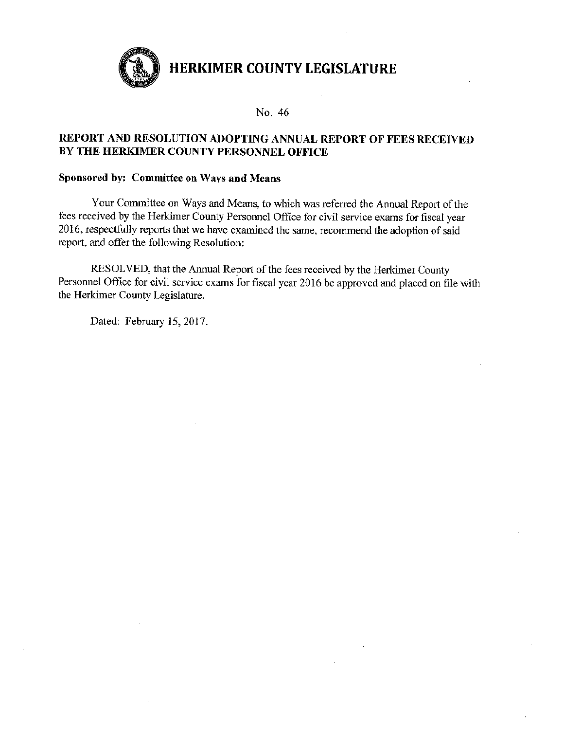# HERKIMER COUNTY LEGISLATURE

No. 46

## REPORT AND RESOLUTION ADOPTING ANNUAL REPORT OF FEES RECEIVED BY THE HERKIMER COUNTY PERSONNEL OFFICE

**Sponsored by: Committee on Ways and Means**

Your Committee on Ways and Means, to which was referred the Annual Report of the fees received by the Herkimer County Personnel Office for civil service exams for fiscal year 2016, respectfully reports that we have examined the same, recommend the adoption of said report, and offer the following Resolution:

RESOLVED, that the Annual Report of the fees received by the Herkimer County Personnel Office for civil service exams for fiscal year 2016 be approved and placed on file with the Herkimer County Legislature.

Dated: February 15, 2017.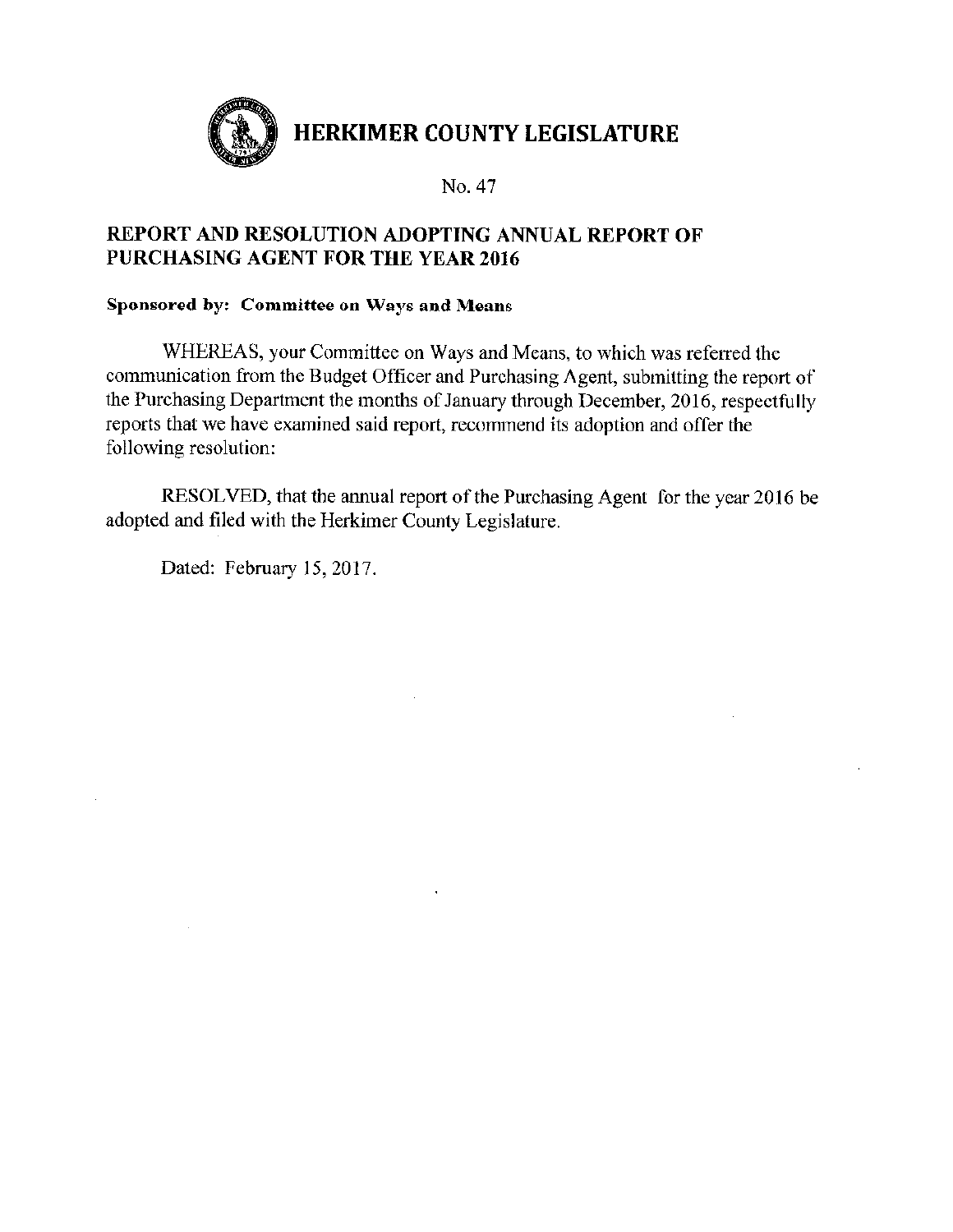# HERKIMER COUNTY LEGISLATURE

No. 47

## REPORT AND RESOLUTION ADOPTING ANNUAL REPORT OF PURCHASING AGENT FOR THE YEAR 2016

**Sponsored by: Committee on Ways and Means**

WHEREAS, your Committee on Ways and Means, to which was referred the communication from the Budget Officer and Purchasing Agent, submitting the report of the Purchasing Department the months of January through December, 2016, respectfully reports that we have examined said report, recommend its adoption and offer the following resolution:

RESOLVED, that the annual report of the Purchasing Agent for the year 2016 be adopted and filed with the Herkimer County Legislature.

Dated: February 15, 2017.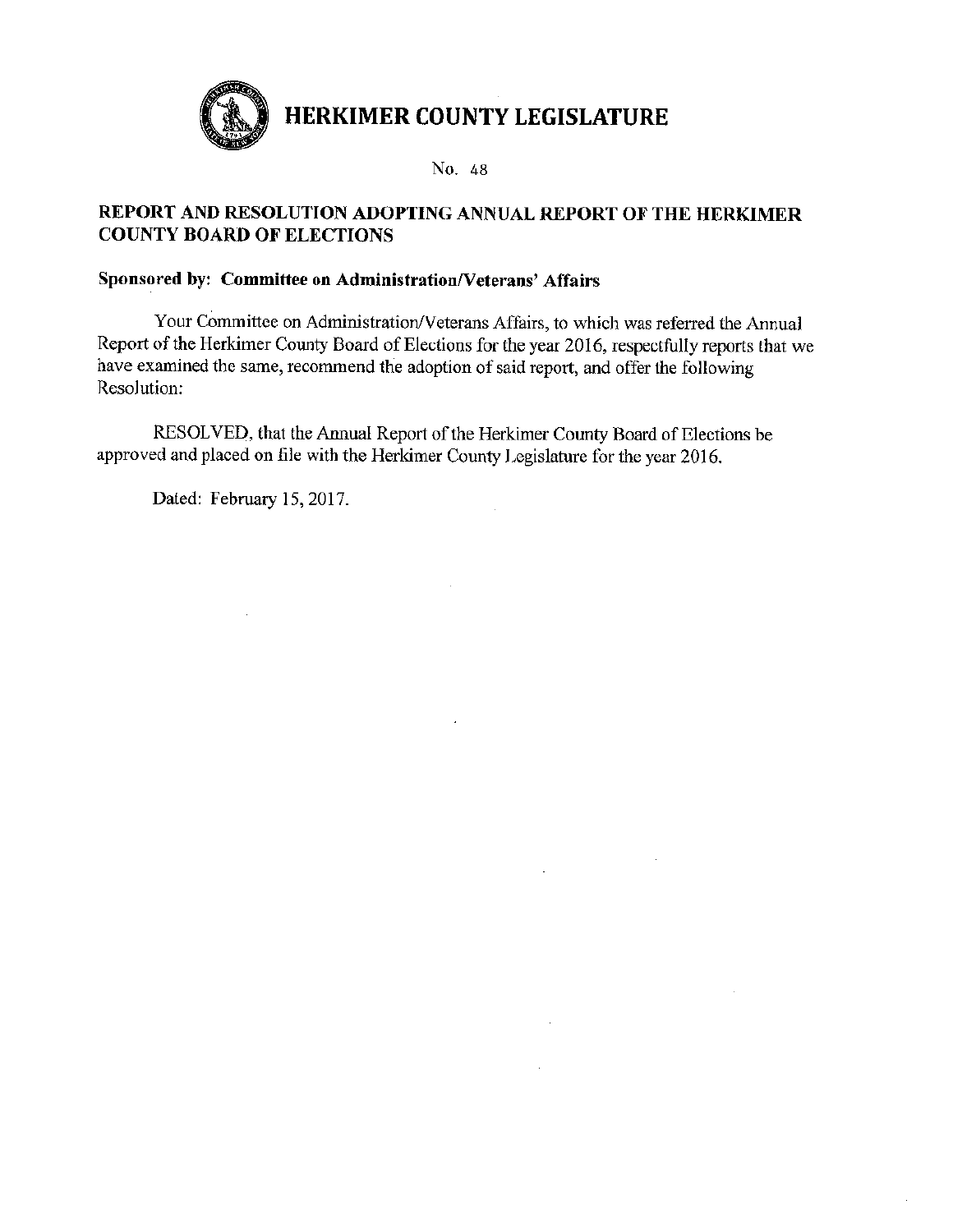# HERKIMER COUNTY LEGISLATURE

No. 48

## REPORT AND RESOLUTION ADOPTING ANNUAL REPORT OF THE HERKIMER COUNTY BOARD OF ELECTIONS

**Sponsored by: Committee on Administration/Veterans' Affairs**

Your Committee on Administration/Veterans Affairs, to which was referred the Annual Report of the Herkimer County Board of Elections for the year 2016, respectfully reports that we have examined the same, recommend the adoption of said report, and offer the following Resolution:

RESOLVED, that the Annual Report of the Herkimer County Board of Elections be approved and placed on file with the Herkimer County Legislature for the year 2016.

Dated: February 15, 2017.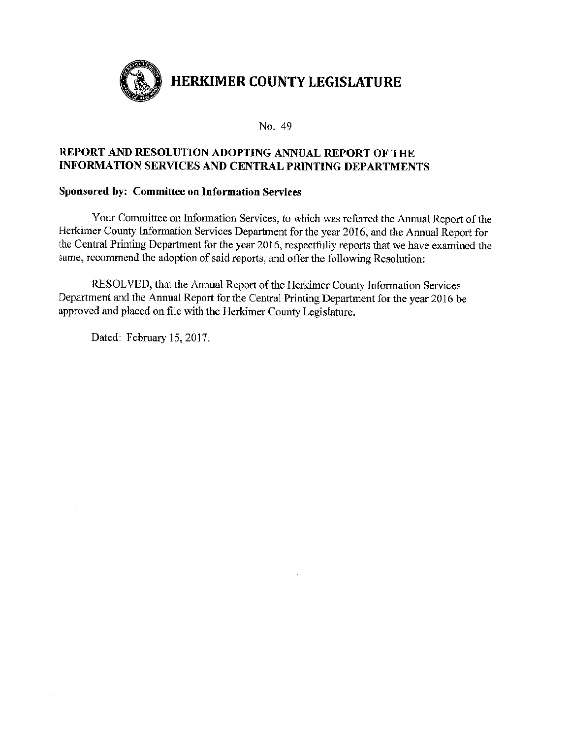# HERKIMER COUNTY LEGISLATURE

No. 49

## REPORT AND RESOLUTION ADOPTING ANNUAL REPORT OF THE INFORMATION SERVICES AND CENTRAL PRINTING DEPARTMENTS

**Sponsored by: Committee on Information Services**

Your Committee on Information Services, to which was referred the Annual Report of the Herkimer County Information Services Department for the year 2016, and the Annual Report for the Central Printing Department for the year 2016, respectfully reports that we have examined the same, recommend the adoption of said reports, and offer the following Resolution:

RESOLVED, that the Annual Report of the Herkimer County Information Services Department and the Annual Report for the Central Printing Department for the year 2016 be approved and placed on file with the Herkimer County Legislature.

Dated: February 15, 2017.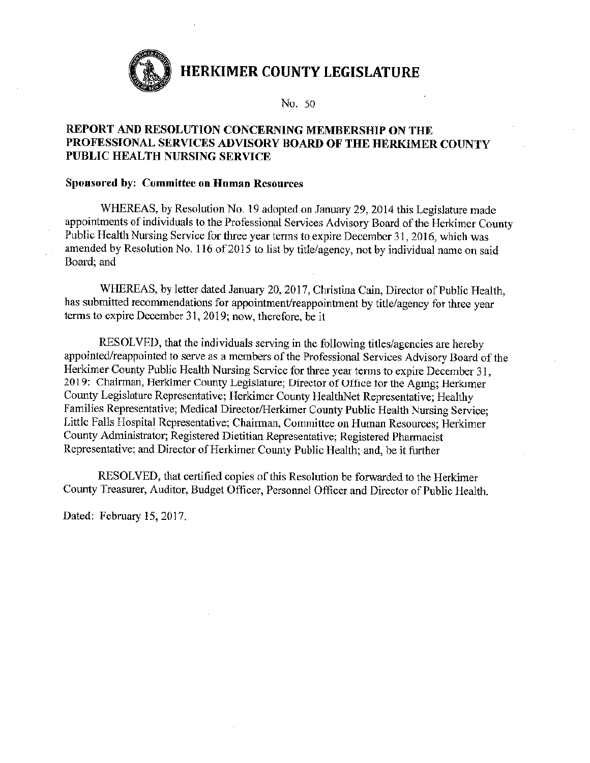# HERKIMER COUNTY LEGISLATURE

No. 50

**REPORT AND RESOLUTION CONCERNING MEMBERSHIP ON THE PROFESSIONAL SERVICES ADVISORY BOARD OF THE HERKIMER COUNTY PUBLIC HEALTH NURSING SERVICE**

**Sponsored by: Committee on Human Resources**

WHEREAS, by Resolution No. 19 adopted on January 29, 2014 this Legislature made appointments of individuals to the Professional Services Advisory Board of the Herkimer County Public Health Nursing Service for three year terms to expire December 31, 2016, which was amended by Resolution No. 116 of 2015 to list by title/agency, not by individual name on said Board; and

WHEREAS, by letter dated January 20, 2017, Christina Cain, Director of Public Health, has submitted recommendations for appointment/reappointment by title/agency for three year terms to expire December 31, 2019; now, therefore, be it

RESOLVED, that the individuals serving in the following titles/agencies are hereby appointed/reappointed to serve as a members of the Professional Services Advisory Board of the Herkimer County Public Health Nursing Service for three year terms to expire December 31, 2019: Chairman, Herkimer County Legislature; Director of Office for the Aging; Herkimer County Legislature Representative; Herkimer County HealthNet Representative; Healthy Families Representative; Medical Director/Herkimer County Public Health Nursing Service; Little Falls Hospital Representative; Chairman, Committee on Human Resources; Herkimer County Administrator; Registered Dietitian Representative; Registered Pharmacist Representative; and Director of Herkimer County Public Health; and, be it further

RESOLVED, that certified copies of this Resolution be forwarded to the Herkimer County Treasurer, Auditor, Budget Officer, Personnel Officer and Director of Public Health.

Dated: February 15, 2017.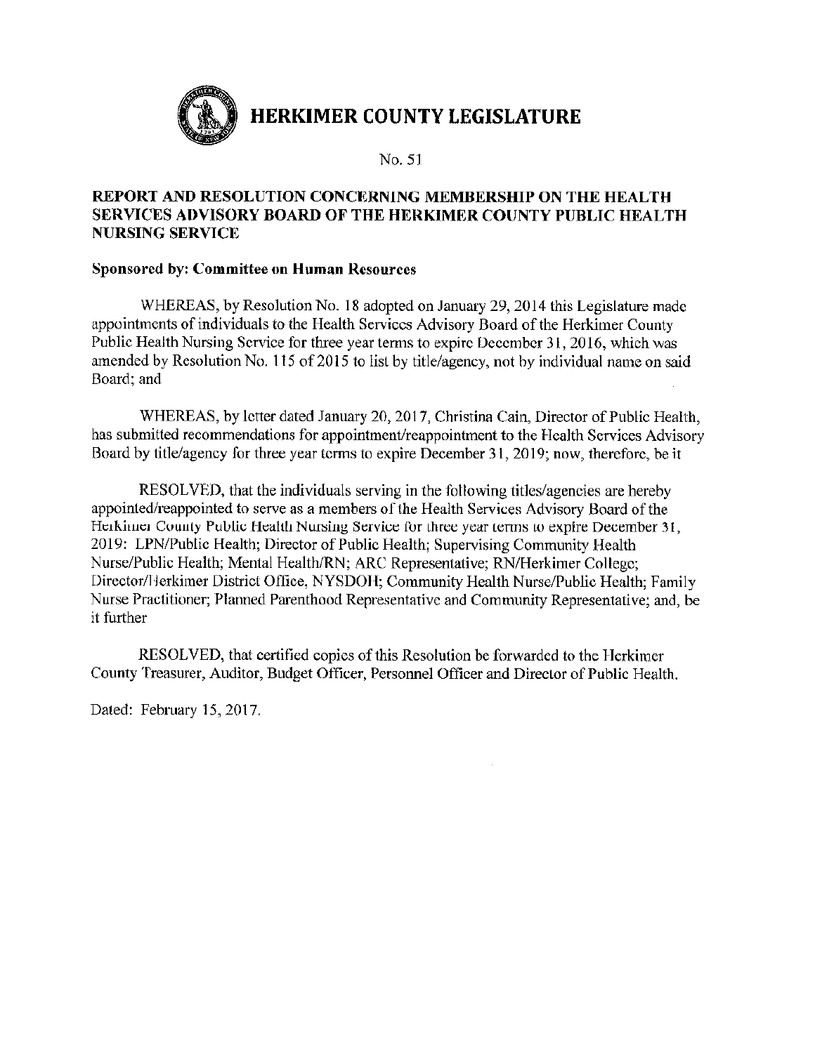# HERKIMER COUNTY LEGISLATURE

No. 51

**REPORT AND RESOLUTION CONCERNING MEMBERSHIP ON THE HEALTH SERVICES ADVISORY BOARD OF THE HERKIMER COUNTY PUBLIC HEALTH NURSING SERVICE**

**Sponsored by: Committee on Human Resources**

WHEREAS, by Resolution No. 18 adopted on January 29, 2014 this Legislature made appointments of individuals to the Health Services Advisory Board of the Herkimer County Public Health Nursing Service for three year terms to expire December 31, 2016, which was amended by Resolution No. 115 of 2015 to list by title/agency, not by individual name on said Board; and

WHEREAS, by letter dated January 20, 2017, Christina Cain, Director of Public Health, has submitted recommendations for appointment/reappointment to the Health Services Advisory Board by title/agency for three year terms to expire December 31, 2019; now, therefore, be it

RESOLVED, that the individuals serving in the following titles/agencies are hereby appointed/reappointed to serve as a members of the Health Services Advisory Board of the Herkimer County Public Health Nursing Service for three year terms to expire December 31, 2019: LPN/Public Health; Director of Public Health; Supervising Community Health Nurse/Public Health; Mental Health/RN; ARC Representative; RN/Herkimer College; Director/Herkimer District Office, NYSDOH; Community Health Nurse/Public Health; Family Nurse Practitioner; Planned Parenthood Representative and Community Representative; and, be it further

RESOLVED, that certified copies of this Resolution be forwarded to the Herkimer County Treasurer, Auditor, Budget Officer, Personnel Officer and Director of Public Health.

Dated: February 15, 2017.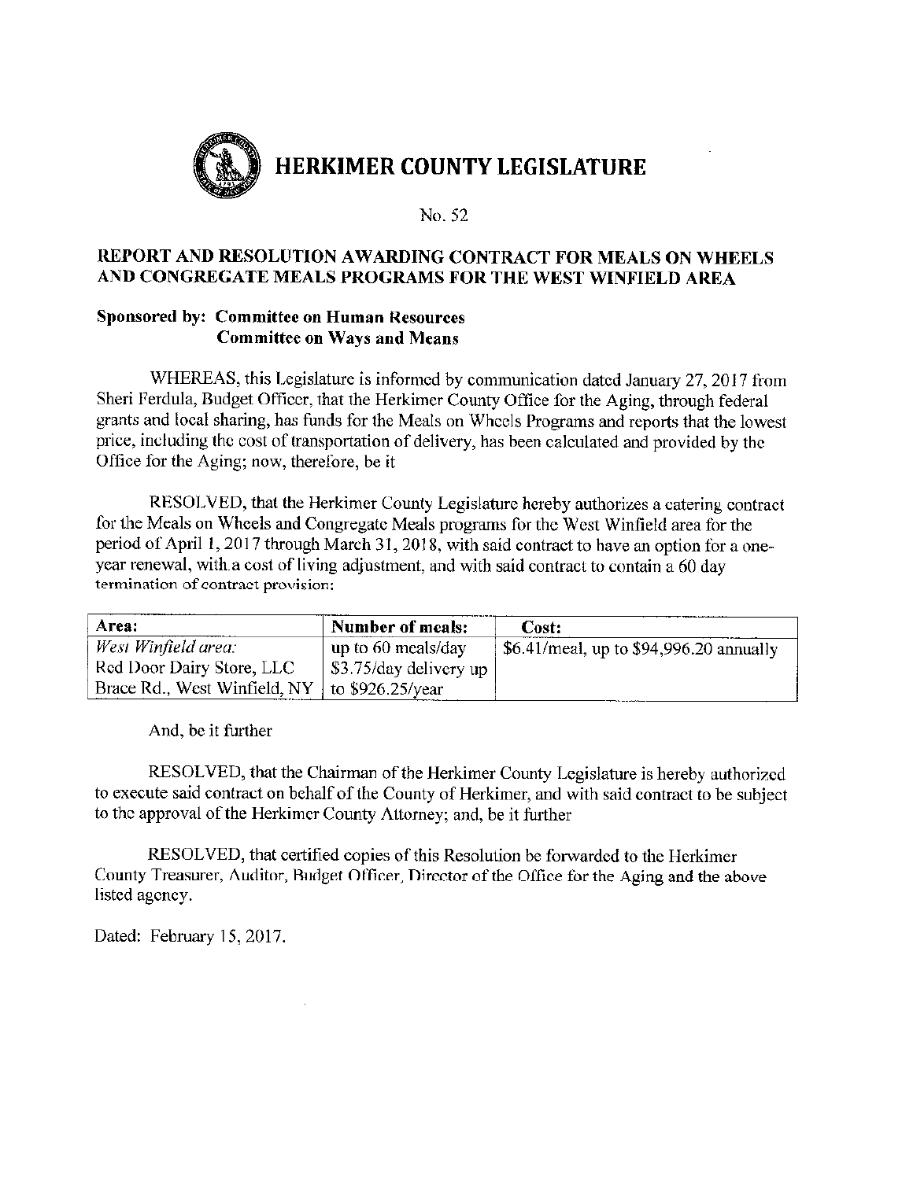# HERKIMER COUNTY LEGISLATURE

No. 52

## REPORT AND RESOLUTION AWARDING CONTRACT FOR MEALS ON WHEELS AND CONGREGATE MEALS PROGRAMS FOR THE WEST WINFIELD AREA

**Sponsored by: Committee on Human Resources**
**Committee on Ways and Means**

WHEREAS, this Legislature is informed by communication dated January 27, 2017 from Sheri Ferdula, Budget Officer, that the Herkimer County Office for the Aging, through federal grants and local sharing, has funds for the Meals on Wheels Programs and reports that the lowest price, including the cost of transportation of delivery, has been calculated and provided by the Office for the Aging; now, therefore, be it

RESOLVED, that the Herkimer County Legislature hereby authorizes a catering contract for the Meals on Wheels and Congregate Meals programs for the West Winfield area for the period of April 1, 2017 through March 31, 2018, with said contract to have an option for a one-year renewal, with a cost of living adjustment, and with said contract to contain a 60 day termination of contract provision:

| Area: | Number of meals: | Cost: |
|---|---|---|
| *West Winfield area:* Red Door Dairy Store, LLC Brace Rd., West Winfield, NY | up to 60 meals/day $3.75/day delivery up to $926.25/year | $6.41/meal, up to $94,996.20 annually |

And, be it further

RESOLVED, that the Chairman of the Herkimer County Legislature is hereby authorized to execute said contract on behalf of the County of Herkimer, and with said contract to be subject to the approval of the Herkimer County Attorney; and, be it further

RESOLVED, that certified copies of this Resolution be forwarded to the Herkimer County Treasurer, Auditor, Budget Officer, Director of the Office for the Aging and the above listed agency.

Dated: February 15, 2017.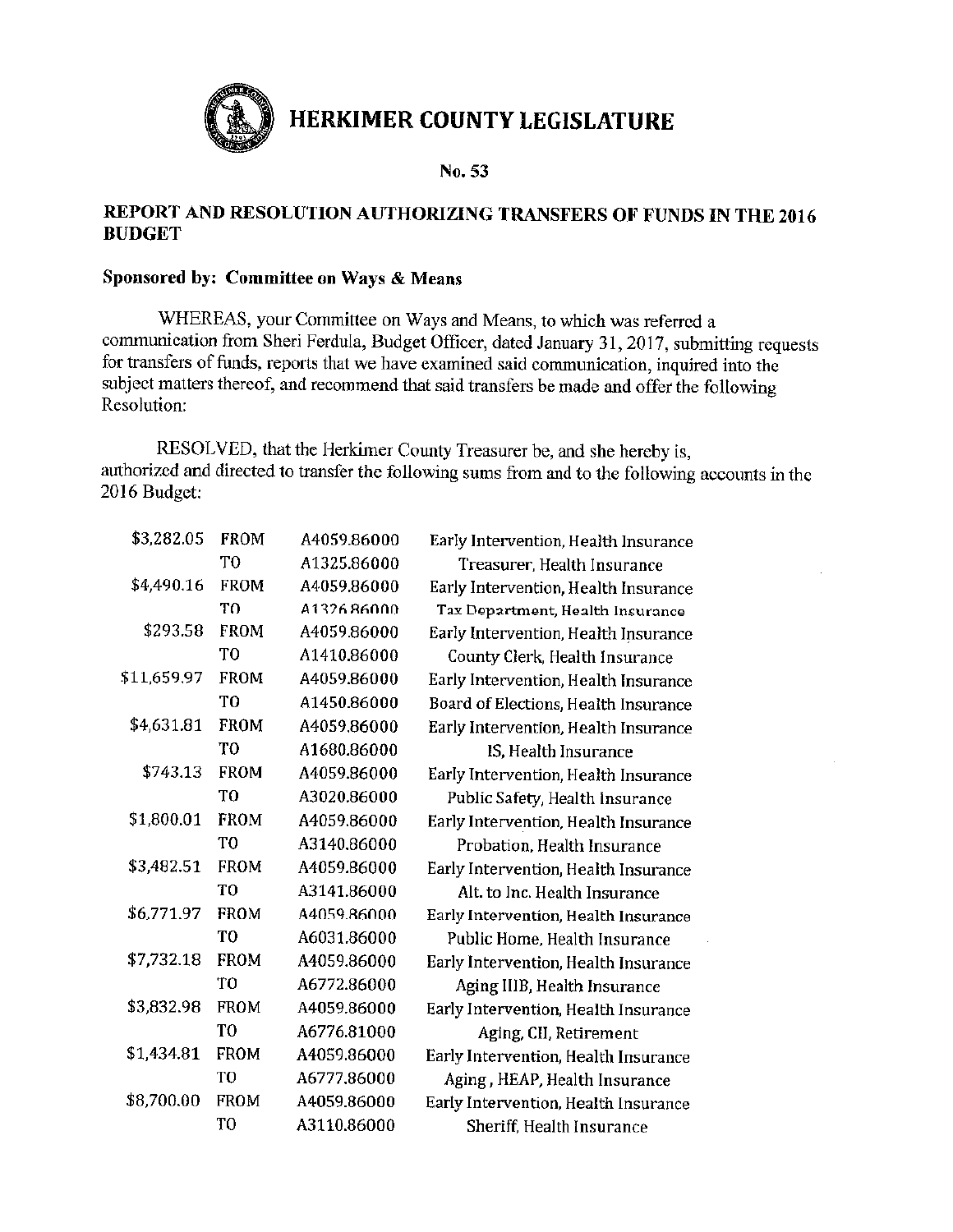# HERKIMER COUNTY LEGISLATURE

**No. 53**

**REPORT AND RESOLUTION AUTHORIZING TRANSFERS OF FUNDS IN THE 2016 BUDGET**

**Sponsored by: Committee on Ways & Means**

WHEREAS, your Committee on Ways and Means, to which was referred a communication from Sheri Ferdula, Budget Officer, dated January 31, 2017, submitting requests for transfers of funds, reports that we have examined said communication, inquired into the subject matters thereof, and recommend that said transfers be made and offer the following Resolution:

RESOLVED, that the Herkimer County Treasurer be, and she hereby is, authorized and directed to transfer the following sums from and to the following accounts in the 2016 Budget:

| | | | |
|---|---|---|---|
| $3,282.05 | FROM | A4059.86000 | Early Intervention, Health Insurance |
| | TO | A1325.86000 | Treasurer, Health Insurance |
| $4,490.16 | FROM | A4059.86000 | Early Intervention, Health Insurance |
| | TO | A1326.86000 | Tax Department, Health Insurance |
| $293.58 | FROM | A4059.86000 | Early Intervention, Health Insurance |
| | TO | A1410.86000 | County Clerk, Health Insurance |
| $11,659.97 | FROM | A4059.86000 | Early Intervention, Health Insurance |
| | TO | A1450.86000 | Board of Elections, Health Insurance |
| $4,631.81 | FROM | A4059.86000 | Early Intervention, Health Insurance |
| | TO | A1680.86000 | IS, Health Insurance |
| $743.13 | FROM | A4059.86000 | Early Intervention, Health Insurance |
| | TO | A3020.86000 | Public Safety, Health Insurance |
| $1,800.01 | FROM | A4059.86000 | Early Intervention, Health Insurance |
| | TO | A3140.86000 | Probation, Health Insurance |
| $3,482.51 | FROM | A4059.86000 | Early Intervention, Health Insurance |
| | TO | A3141.86000 | Alt. to Inc. Health Insurance |
| $6,771.97 | FROM | A4059.86000 | Early Intervention, Health Insurance |
| | TO | A6031.86000 | Public Home, Health Insurance |
| $7,732.18 | FROM | A4059.86000 | Early Intervention, Health Insurance |
| | TO | A6772.86000 | Aging IIIB, Health Insurance |
| $3,832.98 | FROM | A4059.86000 | Early Intervention, Health Insurance |
| | TO | A6776.81000 | Aging, CII, Retirement |
| $1,434.81 | FROM | A4059.86000 | Early Intervention, Health Insurance |
| | TO | A6777.86000 | Aging , HEAP, Health Insurance |
| $8,700.00 | FROM | A4059.86000 | Early Intervention, Health Insurance |
| | TO | A3110.86000 | Sheriff, Health Insurance |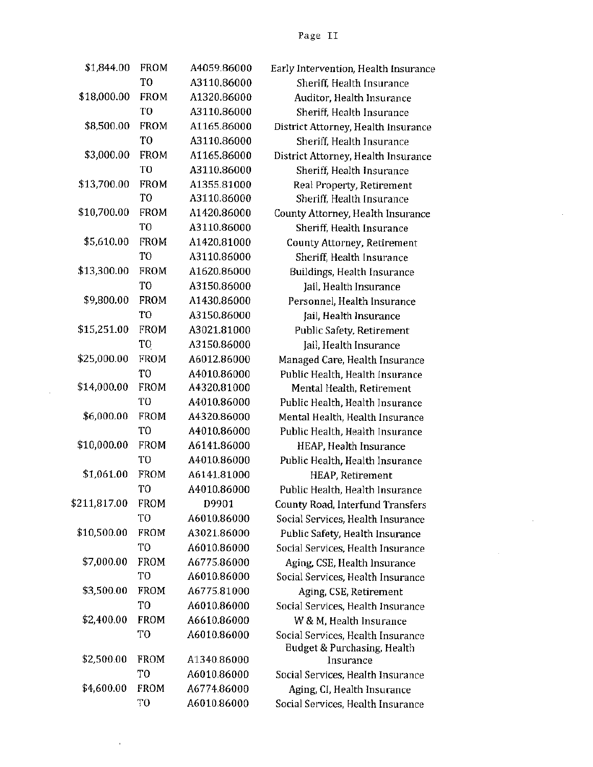Page II

| | | | |
|---|---|---|---|
| $1,844.00 | FROM | A4059.86000 | Early Intervention, Health Insurance |
| | TO | A3110.86000 | Sheriff, Health Insurance |
| $18,000.00 | FROM | A1320.86000 | Auditor, Health Insurance |
| | TO | A3110.86000 | Sheriff, Health Insurance |
| $8,500.00 | FROM | A1165.86000 | District Attorney, Health Insurance |
| | TO | A3110.86000 | Sheriff, Health Insurance |
| $3,000.00 | FROM | A1165.86000 | District Attorney, Health Insurance |
| | TO | A3110.86000 | Sheriff, Health Insurance |
| $13,700.00 | FROM | A1355.81000 | Real Property, Retirement |
| | TO | A3110.86000 | Sheriff, Health Insurance |
| $10,700.00 | FROM | A1420.86000 | County Attorney, Health Insurance |
| | TO | A3110.86000 | Sheriff, Health Insurance |
| $5,610.00 | FROM | A1420.81000 | County Attorney, Retirement |
| | TO | A3110.86000 | Sheriff, Health Insurance |
| $13,300.00 | FROM | A1620.86000 | Buildings, Health Insurance |
| | TO | A3150.86000 | Jail, Health Insurance |
| $9,800.00 | FROM | A1430.86000 | Personnel, Health Insurance |
| | TO | A3150.86000 | Jail, Health Insurance |
| $15,251.00 | FROM | A3021.81000 | Public Safety, Retirement |
| | TO | A3150.86000 | Jail, Health Insurance |
| $25,000.00 | FROM | A6012.86000 | Managed Care, Health Insurance |
| | TO | A4010.86000 | Public Health, Health Insurance |
| $14,000.00 | FROM | A4320.81000 | Mental Health, Retirement |
| | TO | A4010.86000 | Public Health, Health Insurance |
| $6,000.00 | FROM | A4320.86000 | Mental Health, Health Insurance |
| | TO | A4010.86000 | Public Health, Health Insurance |
| $10,000.00 | FROM | A6141.86000 | HEAP, Health Insurance |
| | TO | A4010.86000 | Public Health, Health Insurance |
| $1,061.00 | FROM | A6141.81000 | HEAP, Retirement |
| | TO | A4010.86000 | Public Health, Health Insurance |
| $211,817.00 | FROM | D9901 | County Road, Interfund Transfers |
| | TO | A6010.86000 | Social Services, Health Insurance |
| $10,500.00 | FROM | A3021.86000 | Public Safety, Health Insurance |
| | TO | A6010.86000 | Social Services, Health Insurance |
| $7,000.00 | FROM | A6775.86000 | Aging, CSE, Health Insurance |
| | TO | A6010.86000 | Social Services, Health Insurance |
| $3,500.00 | FROM | A6775.81000 | Aging, CSE, Retirement |
| | TO | A6010.86000 | Social Services, Health Insurance |
| $2,400.00 | FROM | A6610.86000 | W & M, Health Insurance |
| | TO | A6010.86000 | Social Services, Health Insurance |
| $2,500.00 | FROM | A1340.86000 | Budget & Purchasing, Health Insurance |
| | TO | A6010.86000 | Social Services, Health Insurance |
| $4,600.00 | FROM | A6774.86000 | Aging, CI, Health Insurance |
| | TO | A6010.86000 | Social Services, Health Insurance |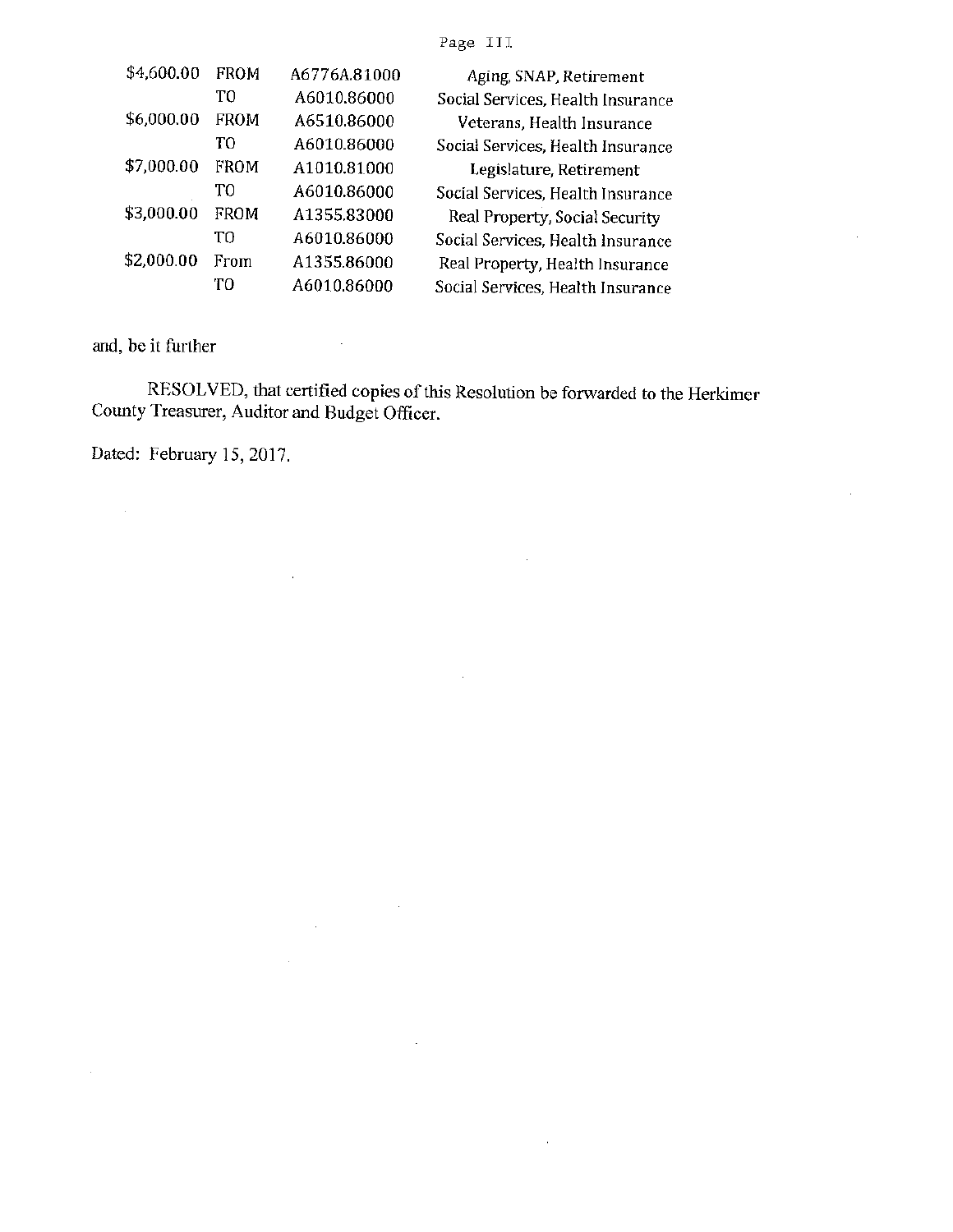| | | | |
|---|---|---|---|
| $4,600.00 | FROM | A6776A.81000 | Aging, SNAP, Retirement |
| | TO | A6010.86000 | Social Services, Health Insurance |
| $6,000.00 | FROM | A6510.86000 | Veterans, Health Insurance |
| | TO | A6010.86000 | Social Services, Health Insurance |
| $7,000.00 | FROM | A1010.81000 | Legislature, Retirement |
| | TO | A6010.86000 | Social Services, Health Insurance |
| $3,000.00 | FROM | A1355.83000 | Real Property, Social Security |
| | TO | A6010.86000 | Social Services, Health Insurance |
| $2,000.00 | From | A1355.86000 | Real Property, Health Insurance |
| | TO | A6010.86000 | Social Services, Health Insurance |

and, be it further

RESOLVED, that certified copies of this Resolution be forwarded to the Herkimer County Treasurer, Auditor and Budget Officer.

Dated: February 15, 2017.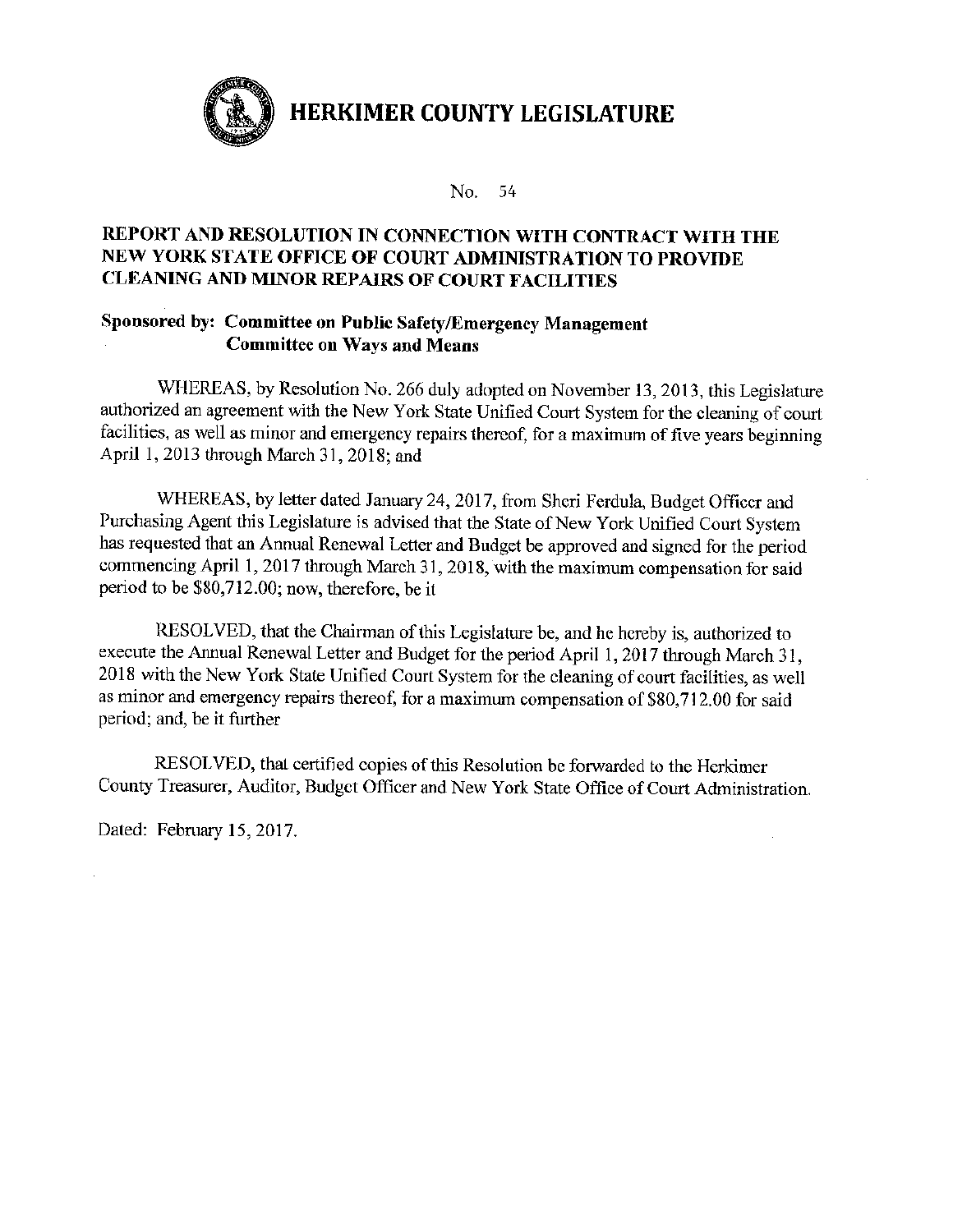# HERKIMER COUNTY LEGISLATURE

No. 54

**REPORT AND RESOLUTION IN CONNECTION WITH CONTRACT WITH THE NEW YORK STATE OFFICE OF COURT ADMINISTRATION TO PROVIDE CLEANING AND MINOR REPAIRS OF COURT FACILITIES**

**Sponsored by: Committee on Public Safety/Emergency Management**
**Committee on Ways and Means**

WHEREAS, by Resolution No. 266 duly adopted on November 13, 2013, this Legislature authorized an agreement with the New York State Unified Court System for the cleaning of court facilities, as well as minor and emergency repairs thereof, for a maximum of five years beginning April 1, 2013 through March 31, 2018; and

WHEREAS, by letter dated January 24, 2017, from Sheri Ferdula, Budget Officer and Purchasing Agent this Legislature is advised that the State of New York Unified Court System has requested that an Annual Renewal Letter and Budget be approved and signed for the period commencing April 1, 2017 through March 31, 2018, with the maximum compensation for said period to be $80,712.00; now, therefore, be it

RESOLVED, that the Chairman of this Legislature be, and he hereby is, authorized to execute the Annual Renewal Letter and Budget for the period April 1, 2017 through March 31, 2018 with the New York State Unified Court System for the cleaning of court facilities, as well as minor and emergency repairs thereof, for a maximum compensation of $80,712.00 for said period; and, be it further

RESOLVED, that certified copies of this Resolution be forwarded to the Herkimer County Treasurer, Auditor, Budget Officer and New York State Office of Court Administration.

Dated: February 15, 2017.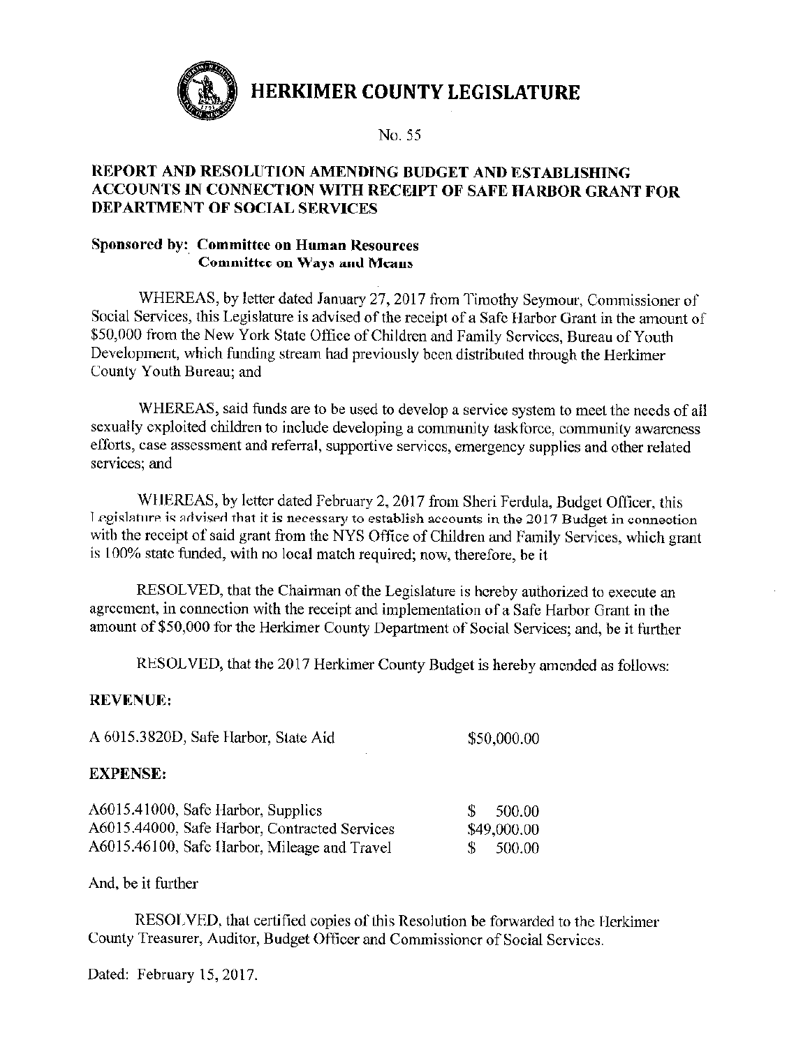# HERKIMER COUNTY LEGISLATURE

No. 55

## REPORT AND RESOLUTION AMENDING BUDGET AND ESTABLISHING ACCOUNTS IN CONNECTION WITH RECEIPT OF SAFE HARBOR GRANT FOR DEPARTMENT OF SOCIAL SERVICES

**Sponsored by: Committee on Human Resources**
**Committee on Ways and Means**

WHEREAS, by letter dated January 27, 2017 from Timothy Seymour, Commissioner of Social Services, this Legislature is advised of the receipt of a Safe Harbor Grant in the amount of $50,000 from the New York State Office of Children and Family Services, Bureau of Youth Development, which funding stream had previously been distributed through the Herkimer County Youth Bureau; and

WHEREAS, said funds are to be used to develop a service system to meet the needs of all sexually exploited children to include developing a community taskforce, community awareness efforts, case assessment and referral, supportive services, emergency supplies and other related services; and

WHEREAS, by letter dated February 2, 2017 from Sheri Ferdula, Budget Officer, this Legislature is advised that it is necessary to establish accounts in the 2017 Budget in connection with the receipt of said grant from the NYS Office of Children and Family Services, which grant is 100% state funded, with no local match required; now, therefore, be it

RESOLVED, that the Chairman of the Legislature is hereby authorized to execute an agreement, in connection with the receipt and implementation of a Safe Harbor Grant in the amount of $50,000 for the Herkimer County Department of Social Services; and, be it further

RESOLVED, that the 2017 Herkimer County Budget is hereby amended as follows:

**REVENUE:**

| | |
|---|---|
| A 6015.3820D, Safe Harbor, State Aid | $50,000.00 |

**EXPENSE:**

| | |
|---|---|
| A6015.41000, Safe Harbor, Supplies | $ 500.00 |
| A6015.44000, Safe Harbor, Contracted Services | $49,000.00 |
| A6015.46100, Safe Harbor, Mileage and Travel | $ 500.00 |

And, be it further

RESOLVED, that certified copies of this Resolution be forwarded to the Herkimer County Treasurer, Auditor, Budget Officer and Commissioner of Social Services.

Dated: February 15, 2017.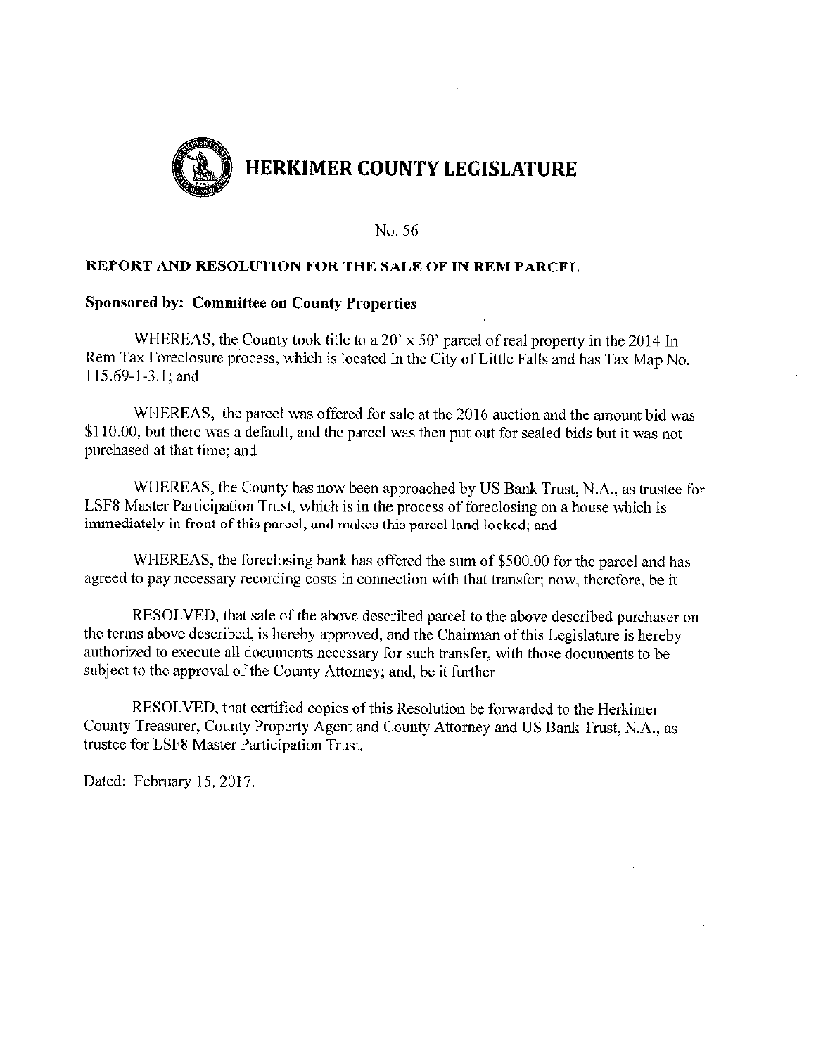# HERKIMER COUNTY LEGISLATURE

No. 56

**REPORT AND RESOLUTION FOR THE SALE OF IN REM PARCEL**

**Sponsored by: Committee on County Properties**

WHEREAS, the County took title to a 20' x 50' parcel of real property in the 2014 In Rem Tax Foreclosure process, which is located in the City of Little Falls and has Tax Map No. 115.69-1-3.1; and

WHEREAS, the parcel was offered for sale at the 2016 auction and the amount bid was $110.00, but there was a default, and the parcel was then put out for sealed bids but it was not purchased at that time; and

WHEREAS, the County has now been approached by US Bank Trust, N.A., as trustee for LSF8 Master Participation Trust, which is in the process of foreclosing on a house which is immediately in front of this parcel, and makes this parcel land locked; and

WHEREAS, the foreclosing bank has offered the sum of $500.00 for the parcel and has agreed to pay necessary recording costs in connection with that transfer; now, therefore, be it

RESOLVED, that sale of the above described parcel to the above described purchaser on the terms above described, is hereby approved, and the Chairman of this Legislature is hereby authorized to execute all documents necessary for such transfer, with those documents to be subject to the approval of the County Attorney; and, be it further

RESOLVED, that certified copies of this Resolution be forwarded to the Herkimer County Treasurer, County Property Agent and County Attorney and US Bank Trust, N.A., as trustee for LSF8 Master Participation Trust.

Dated: February 15, 2017.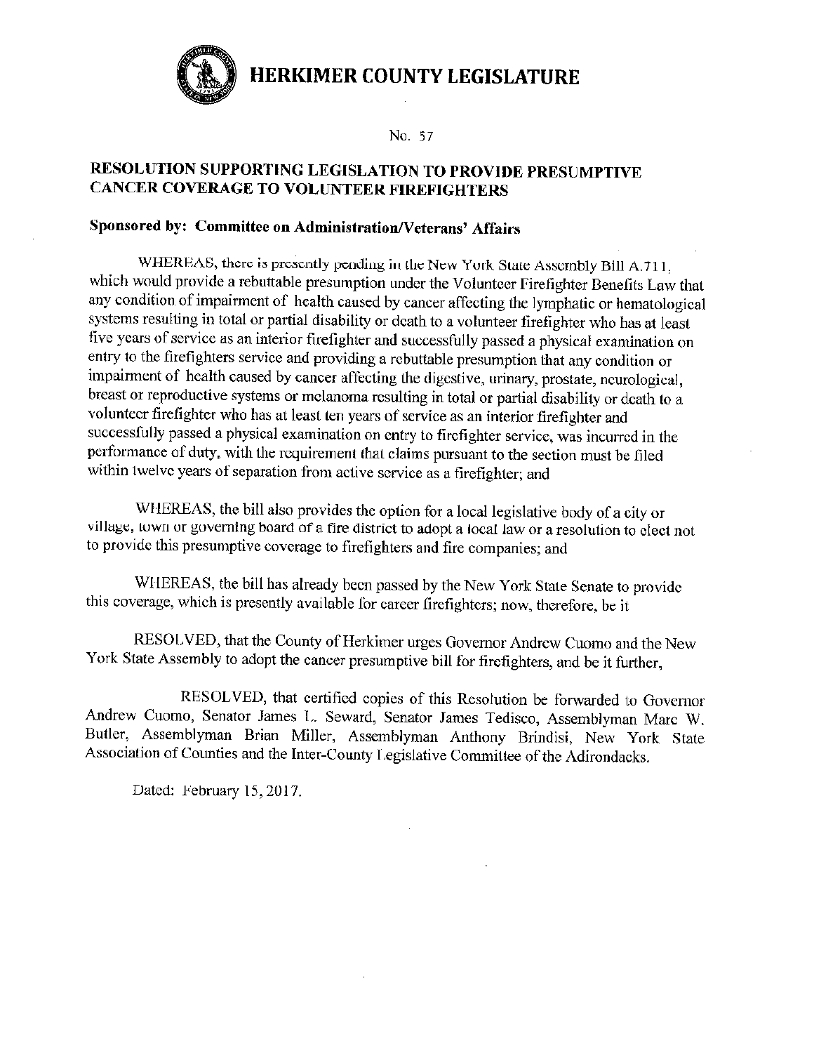# HERKIMER COUNTY LEGISLATURE

No. 57

## RESOLUTION SUPPORTING LEGISLATION TO PROVIDE PRESUMPTIVE CANCER COVERAGE TO VOLUNTEER FIREFIGHTERS

**Sponsored by: Committee on Administration/Veterans' Affairs**

WHEREAS, there is presently pending in the New York State Assembly Bill A.711, which would provide a rebuttable presumption under the Volunteer Firefighter Benefits Law that any condition of impairment of health caused by cancer affecting the lymphatic or hematological systems resulting in total or partial disability or death to a volunteer firefighter who has at least five years of service as an interior firefighter and successfully passed a physical examination on entry to the firefighters service and providing a rebuttable presumption that any condition or impairment of health caused by cancer affecting the digestive, urinary, prostate, neurological, breast or reproductive systems or melanoma resulting in total or partial disability or death to a volunteer firefighter who has at least ten years of service as an interior firefighter and successfully passed a physical examination on entry to firefighter service, was incurred in the performance of duty, with the requirement that claims pursuant to the section must be filed within twelve years of separation from active service as a firefighter; and

WHEREAS, the bill also provides the option for a local legislative body of a city or village, town or governing board of a fire district to adopt a local law or a resolution to elect not to provide this presumptive coverage to firefighters and fire companies; and

WHEREAS, the bill has already been passed by the New York State Senate to provide this coverage, which is presently available for career firefighters; now, therefore, be it

RESOLVED, that the County of Herkimer urges Governor Andrew Cuomo and the New York State Assembly to adopt the cancer presumptive bill for firefighters, and be it further,

RESOLVED, that certified copies of this Resolution be forwarded to Governor Andrew Cuomo, Senator James L. Seward, Senator James Tedisco, Assemblyman Marc W. Butler, Assemblyman Brian Miller, Assemblyman Anthony Brindisi, New York State Association of Counties and the Inter-County Legislative Committee of the Adirondacks.

Dated: February 15, 2017.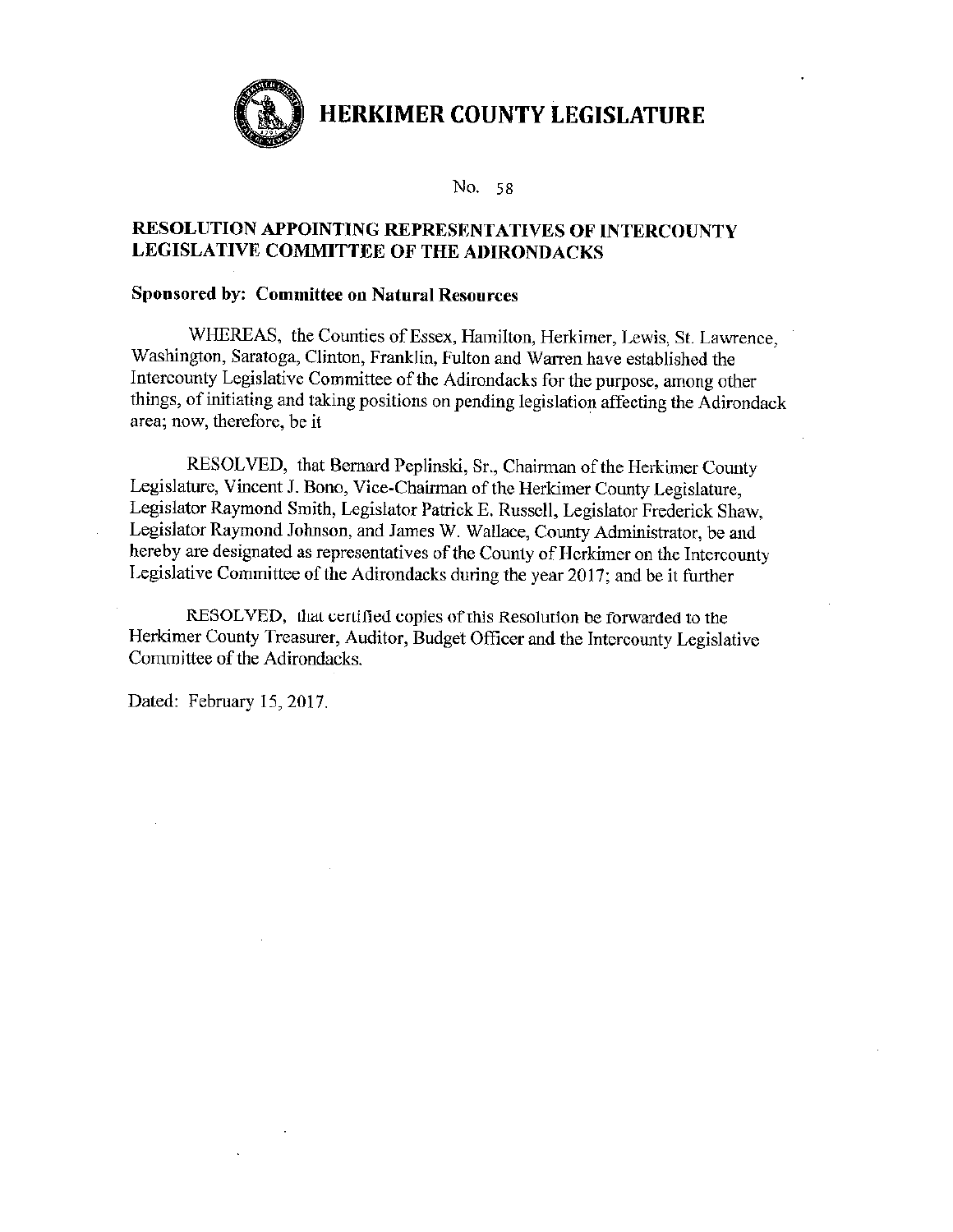# HERKIMER COUNTY LEGISLATURE

No. 58

**RESOLUTION APPOINTING REPRESENTATIVES OF INTERCOUNTY LEGISLATIVE COMMITTEE OF THE ADIRONDACKS**

**Sponsored by: Committee on Natural Resources**

WHEREAS, the Counties of Essex, Hamilton, Herkimer, Lewis, St. Lawrence, Washington, Saratoga, Clinton, Franklin, Fulton and Warren have established the Intercounty Legislative Committee of the Adirondacks for the purpose, among other things, of initiating and taking positions on pending legislation affecting the Adirondack area; now, therefore, be it

RESOLVED, that Bernard Peplinski, Sr., Chairman of the Herkimer County Legislature, Vincent J. Bono, Vice-Chairman of the Herkimer County Legislature, Legislator Raymond Smith, Legislator Patrick E. Russell, Legislator Frederick Shaw, Legislator Raymond Johnson, and James W. Wallace, County Administrator, be and hereby are designated as representatives of the County of Herkimer on the Intercounty Legislative Committee of the Adirondacks during the year 2017; and be it further

RESOLVED, that certified copies of this Resolution be forwarded to the Herkimer County Treasurer, Auditor, Budget Officer and the Intercounty Legislative Committee of the Adirondacks.

Dated: February 15, 2017.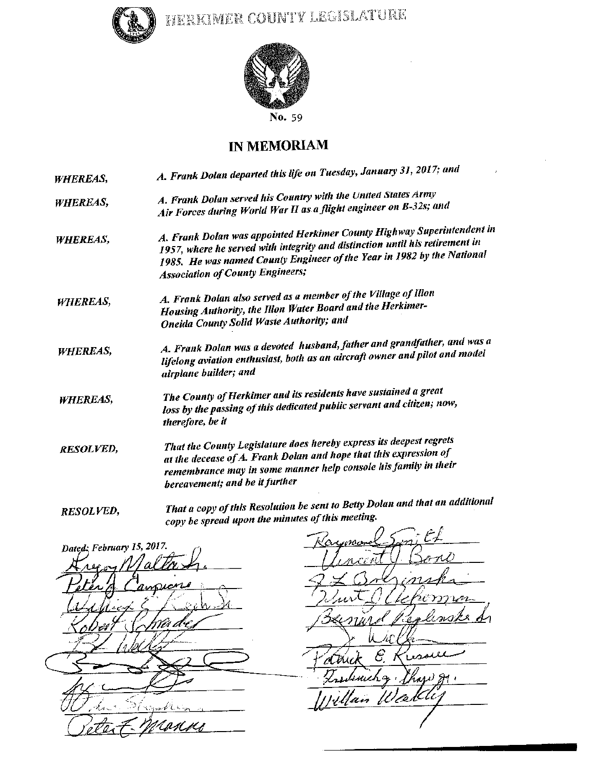HERKIMER COUNTY LEGISLATURE

No. 59

# IN MEMORIAM

| | |
|---|---|
| ***WHEREAS,*** | *A. Frank Dolan departed this life on Tuesday, January 31, 2017; and* |
| ***WHEREAS,*** | *A. Frank Dolan served his Country with the United States Army Air Forces during World War II as a flight engineer on B-32s; and* |
| ***WHEREAS,*** | *A. Frank Dolan was appointed Herkimer County Highway Superintendent in 1957, where he served with integrity and distinction until his retirement in 1985. He was named County Engineer of the Year in 1982 by the National Association of County Engineers;* |
| ***WHEREAS,*** | *A. Frank Dolan also served as a member of the Village of Ilion Housing Authority, the Ilion Water Board and the Herkimer-Oneida County Solid Waste Authority; and* |
| ***WHEREAS,*** | *A. Frank Dolan was a devoted husband, father and grandfather, and was a lifelong aviation enthusiast, both as an aircraft owner and pilot and model airplane builder; and* |
| ***WHEREAS,*** | *The County of Herkimer and its residents have sustained a great loss by the passing of this dedicated public servant and citizen; now, therefore, be it* |
| ***RESOLVED,*** | *That the County Legislature does hereby express its deepest regrets at the decease of A. Frank Dolan and hope that this expression of remembrance may in some manner help console his family in their bereavement; and be it further* |
| ***RESOLVED,*** | *That a copy of this Resolution be sent to Betty Dolan and that an additional copy be spread upon the minutes of this meeting.* |

*Dated: February 15, 2017.*

Gregory Malta Jr.
Peter J. Campione
William E. Keeler Sr.
Robert Schrader
Peter E. Manno

Raymond Smith
Vincent J. Bono
F. L. Brezinski
Kurt D. Ackerman
Bernard Peplinski Jr.
Patrick E. Russell
Frederick J. Shaw Jr.
William Weakley